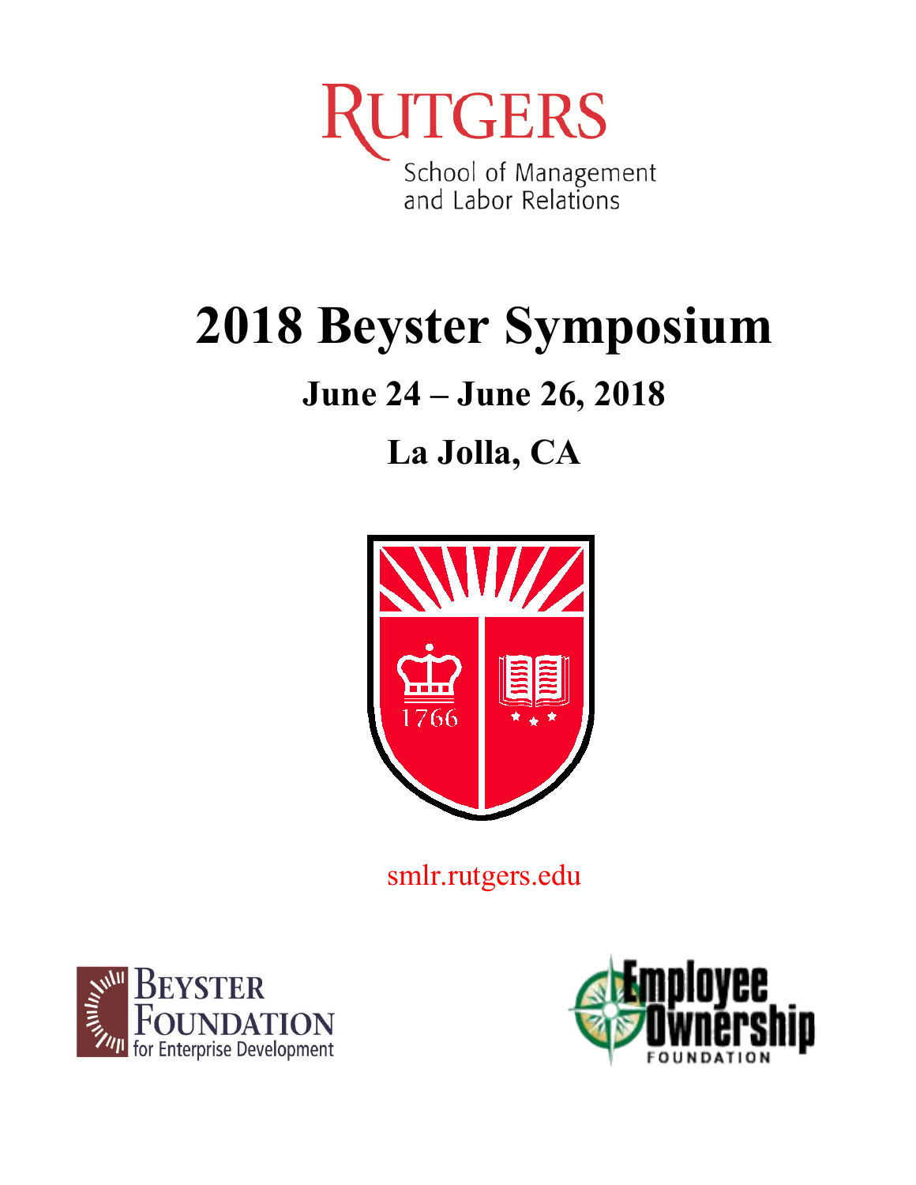RUTGERS

School of Management and Labor Relations

# 2018 Beyster Symposium

## June 24 – June 26, 2018

## La Jolla, CA

smlr.rutgers.edu

BEYSTER FOUNDATION for Enterprise Development

Employee Ownership FOUNDATION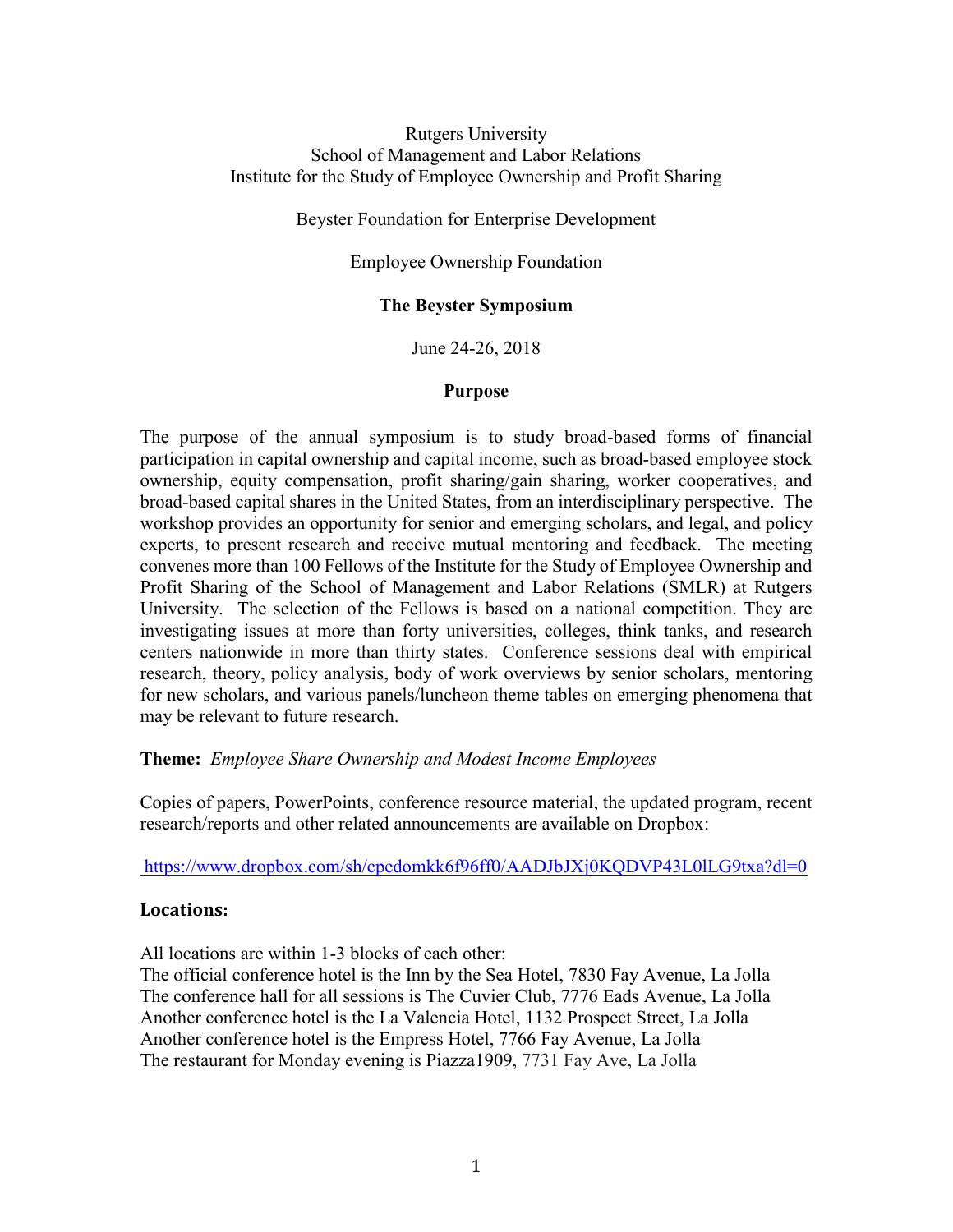Rutgers University
School of Management and Labor Relations
Institute for the Study of Employee Ownership and Profit Sharing

Beyster Foundation for Enterprise Development

Employee Ownership Foundation

**The Beyster Symposium**

June 24-26, 2018

**Purpose**

The purpose of the annual symposium is to study broad-based forms of financial participation in capital ownership and capital income, such as broad-based employee stock ownership, equity compensation, profit sharing/gain sharing, worker cooperatives, and broad-based capital shares in the United States, from an interdisciplinary perspective. The workshop provides an opportunity for senior and emerging scholars, and legal, and policy experts, to present research and receive mutual mentoring and feedback. The meeting convenes more than 100 Fellows of the Institute for the Study of Employee Ownership and Profit Sharing of the School of Management and Labor Relations (SMLR) at Rutgers University. The selection of the Fellows is based on a national competition. They are investigating issues at more than forty universities, colleges, think tanks, and research centers nationwide in more than thirty states. Conference sessions deal with empirical research, theory, policy analysis, body of work overviews by senior scholars, mentoring for new scholars, and various panels/luncheon theme tables on emerging phenomena that may be relevant to future research.

**Theme:** *Employee Share Ownership and Modest Income Employees*

Copies of papers, PowerPoints, conference resource material, the updated program, recent research/reports and other related announcements are available on Dropbox:

https://www.dropbox.com/sh/cpedomkk6f96ff0/AADJbJXj0KQDVP43L0lLG9txa?dl=0

**Locations:**

All locations are within 1-3 blocks of each other:
The official conference hotel is the Inn by the Sea Hotel, 7830 Fay Avenue, La Jolla
The conference hall for all sessions is The Cuvier Club, 7776 Eads Avenue, La Jolla
Another conference hotel is the La Valencia Hotel, 1132 Prospect Street, La Jolla
Another conference hotel is the Empress Hotel, 7766 Fay Avenue, La Jolla
The restaurant for Monday evening is Piazza1909, 7731 Fay Ave, La Jolla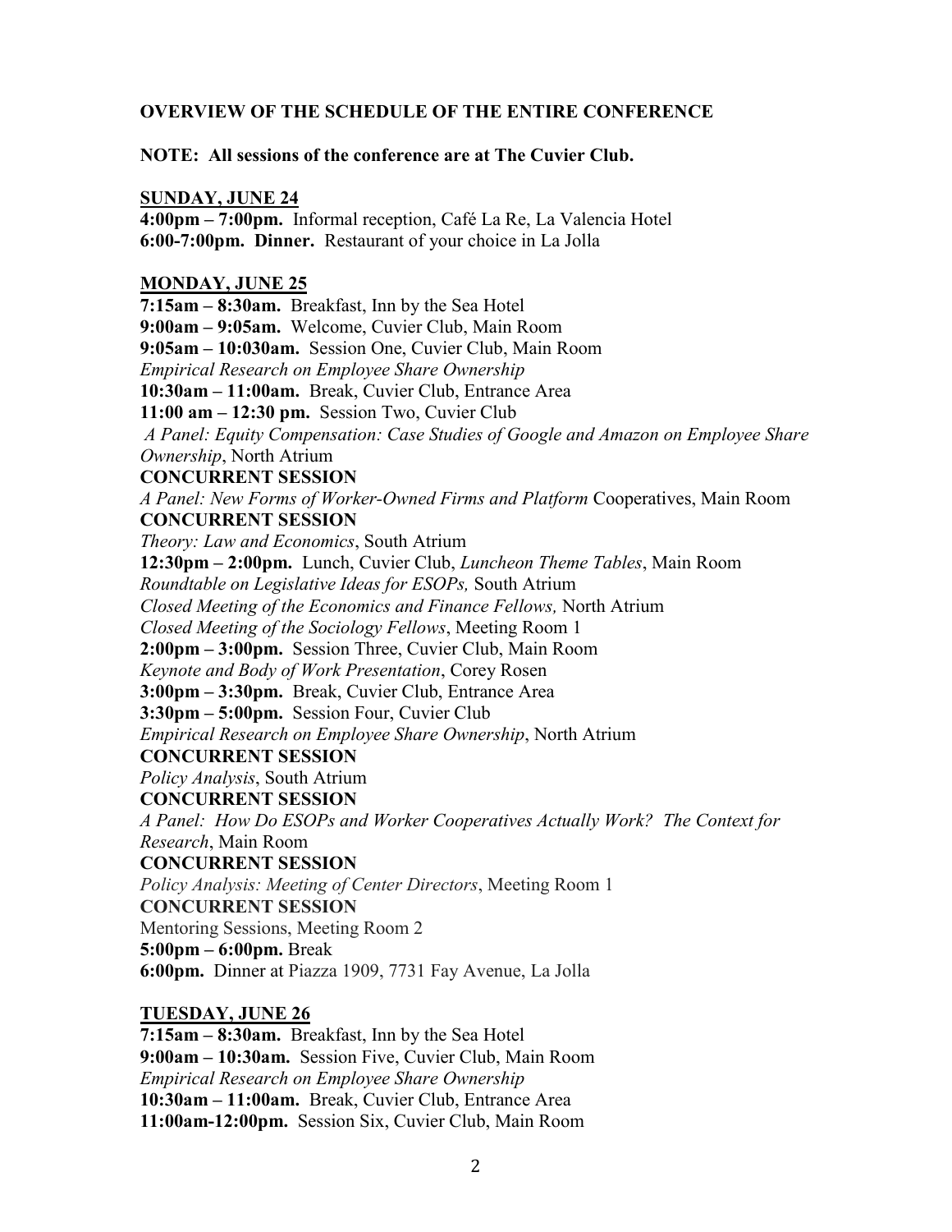**OVERVIEW OF THE SCHEDULE OF THE ENTIRE CONFERENCE**

**NOTE: All sessions of the conference are at The Cuvier Club.**

**SUNDAY, JUNE 24**

**4:00pm – 7:00pm.** Informal reception, Café La Re, La Valencia Hotel
**6:00-7:00pm. Dinner.** Restaurant of your choice in La Jolla

**MONDAY, JUNE 25**

**7:15am – 8:30am.** Breakfast, Inn by the Sea Hotel
**9:00am – 9:05am.** Welcome, Cuvier Club, Main Room
**9:05am – 10:030am.** Session One, Cuvier Club, Main Room
*Empirical Research on Employee Share Ownership*
**10:30am – 11:00am.** Break, Cuvier Club, Entrance Area
**11:00 am – 12:30 pm.** Session Two, Cuvier Club
*A Panel: Equity Compensation: Case Studies of Google and Amazon on Employee Share Ownership*, North Atrium
**CONCURRENT SESSION**
*A Panel: New Forms of Worker-Owned Firms and Platform* Cooperatives, Main Room
**CONCURRENT SESSION**
*Theory: Law and Economics*, South Atrium
**12:30pm – 2:00pm.** Lunch, Cuvier Club, *Luncheon Theme Tables*, Main Room
*Roundtable on Legislative Ideas for ESOPs,* South Atrium
*Closed Meeting of the Economics and Finance Fellows,* North Atrium
*Closed Meeting of the Sociology Fellows*, Meeting Room 1
**2:00pm – 3:00pm.** Session Three, Cuvier Club, Main Room
*Keynote and Body of Work Presentation*, Corey Rosen
**3:00pm – 3:30pm.** Break, Cuvier Club, Entrance Area
**3:30pm – 5:00pm.** Session Four, Cuvier Club
*Empirical Research on Employee Share Ownership*, North Atrium
**CONCURRENT SESSION**
*Policy Analysis*, South Atrium
**CONCURRENT SESSION**
*A Panel: How Do ESOPs and Worker Cooperatives Actually Work? The Context for Research*, Main Room
**CONCURRENT SESSION**
*Policy Analysis: Meeting of Center Directors*, Meeting Room 1
**CONCURRENT SESSION**
Mentoring Sessions, Meeting Room 2
**5:00pm – 6:00pm.** Break
**6:00pm.** Dinner at Piazza 1909, 7731 Fay Avenue, La Jolla

**TUESDAY, JUNE 26**

**7:15am – 8:30am.** Breakfast, Inn by the Sea Hotel
**9:00am – 10:30am.** Session Five, Cuvier Club, Main Room
*Empirical Research on Employee Share Ownership*
**10:30am – 11:00am.** Break, Cuvier Club, Entrance Area
**11:00am-12:00pm.** Session Six, Cuvier Club, Main Room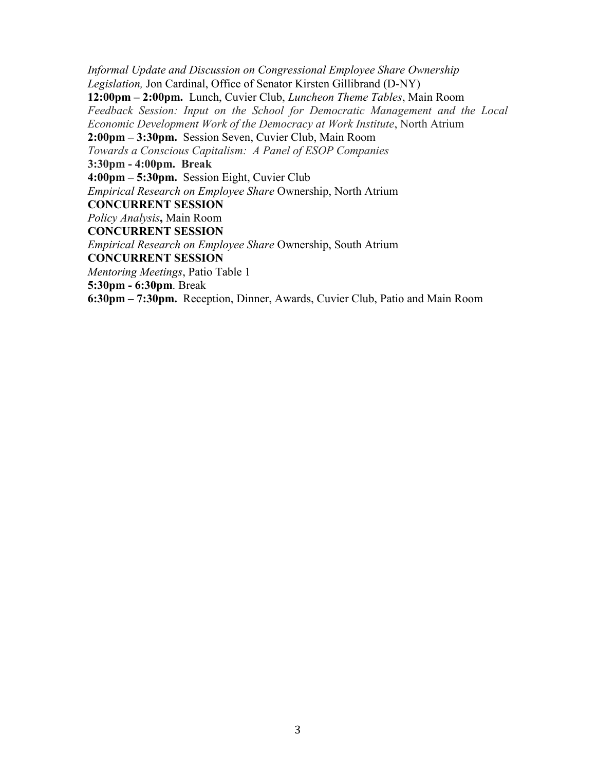*Informal Update and Discussion on Congressional Employee Share Ownership Legislation,* Jon Cardinal, Office of Senator Kirsten Gillibrand (D-NY)

**12:00pm – 2:00pm.** Lunch, Cuvier Club, *Luncheon Theme Tables*, Main Room

*Feedback Session: Input on the School for Democratic Management and the Local Economic Development Work of the Democracy at Work Institute*, North Atrium

**2:00pm – 3:30pm.** Session Seven, Cuvier Club, Main Room

*Towards a Conscious Capitalism: A Panel of ESOP Companies*

**3:30pm - 4:00pm. Break**

**4:00pm – 5:30pm.** Session Eight, Cuvier Club

*Empirical Research on Employee Share* Ownership, North Atrium

**CONCURRENT SESSION**

*Policy Analysis***,** Main Room

**CONCURRENT SESSION**

*Empirical Research on Employee Share* Ownership, South Atrium

**CONCURRENT SESSION**

*Mentoring Meetings*, Patio Table 1

**5:30pm - 6:30pm**. Break

**6:30pm – 7:30pm.** Reception, Dinner, Awards, Cuvier Club, Patio and Main Room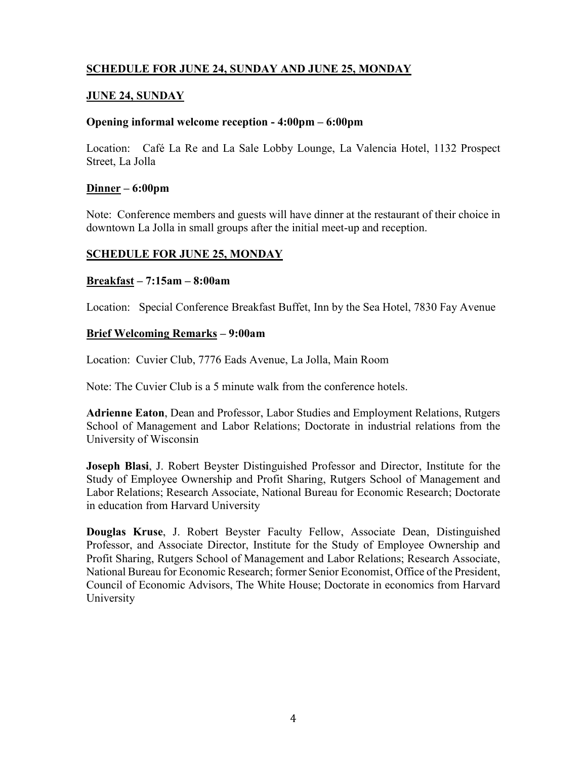## SCHEDULE FOR JUNE 24, SUNDAY AND JUNE 25, MONDAY

### JUNE 24, SUNDAY

**Opening informal welcome reception - 4:00pm – 6:00pm**

Location: Café La Re and La Sale Lobby Lounge, La Valencia Hotel, 1132 Prospect Street, La Jolla

**Dinner – 6:00pm**

Note: Conference members and guests will have dinner at the restaurant of their choice in downtown La Jolla in small groups after the initial meet-up and reception.

### SCHEDULE FOR JUNE 25, MONDAY

**Breakfast – 7:15am – 8:00am**

Location: Special Conference Breakfast Buffet, Inn by the Sea Hotel, 7830 Fay Avenue

**Brief Welcoming Remarks – 9:00am**

Location: Cuvier Club, 7776 Eads Avenue, La Jolla, Main Room

Note: The Cuvier Club is a 5 minute walk from the conference hotels.

**Adrienne Eaton**, Dean and Professor, Labor Studies and Employment Relations, Rutgers School of Management and Labor Relations; Doctorate in industrial relations from the University of Wisconsin

**Joseph Blasi**, J. Robert Beyster Distinguished Professor and Director, Institute for the Study of Employee Ownership and Profit Sharing, Rutgers School of Management and Labor Relations; Research Associate, National Bureau for Economic Research; Doctorate in education from Harvard University

**Douglas Kruse**, J. Robert Beyster Faculty Fellow, Associate Dean, Distinguished Professor, and Associate Director, Institute for the Study of Employee Ownership and Profit Sharing, Rutgers School of Management and Labor Relations; Research Associate, National Bureau for Economic Research; former Senior Economist, Office of the President, Council of Economic Advisors, The White House; Doctorate in economics from Harvard University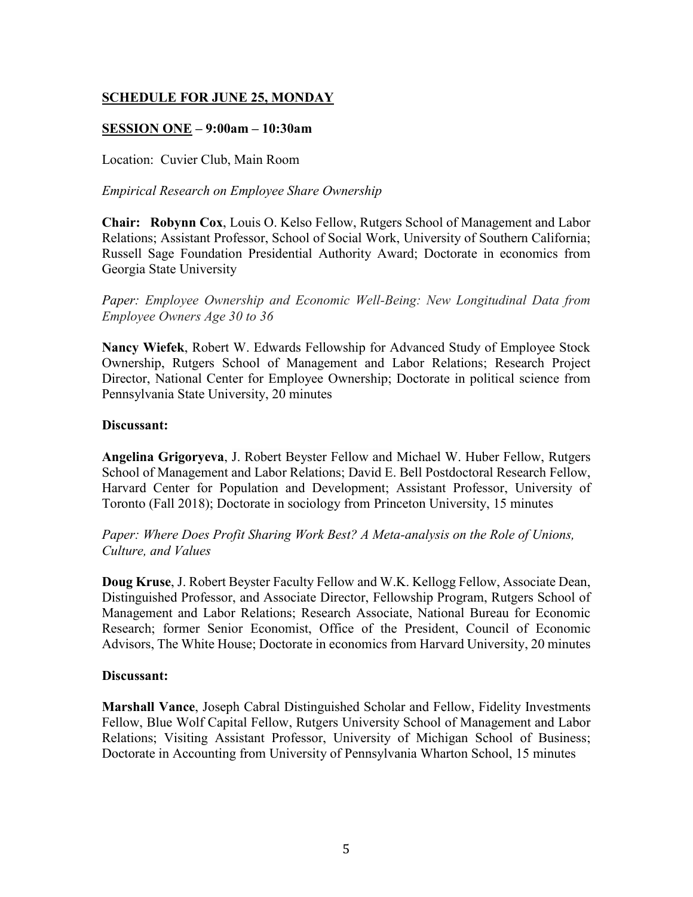## SCHEDULE FOR JUNE 25, MONDAY

### SESSION ONE – 9:00am – 10:30am

Location: Cuvier Club, Main Room

*Empirical Research on Employee Share Ownership*

**Chair: Robynn Cox**, Louis O. Kelso Fellow, Rutgers School of Management and Labor Relations; Assistant Professor, School of Social Work, University of Southern California; Russell Sage Foundation Presidential Authority Award; Doctorate in economics from Georgia State University

*Paper: Employee Ownership and Economic Well-Being: New Longitudinal Data from Employee Owners Age 30 to 36*

**Nancy Wiefek**, Robert W. Edwards Fellowship for Advanced Study of Employee Stock Ownership, Rutgers School of Management and Labor Relations; Research Project Director, National Center for Employee Ownership; Doctorate in political science from Pennsylvania State University, 20 minutes

**Discussant:**

**Angelina Grigoryeva**, J. Robert Beyster Fellow and Michael W. Huber Fellow, Rutgers School of Management and Labor Relations; David E. Bell Postdoctoral Research Fellow, Harvard Center for Population and Development; Assistant Professor, University of Toronto (Fall 2018); Doctorate in sociology from Princeton University, 15 minutes

*Paper: Where Does Profit Sharing Work Best? A Meta-analysis on the Role of Unions, Culture, and Values*

**Doug Kruse**, J. Robert Beyster Faculty Fellow and W.K. Kellogg Fellow, Associate Dean, Distinguished Professor, and Associate Director, Fellowship Program, Rutgers School of Management and Labor Relations; Research Associate, National Bureau for Economic Research; former Senior Economist, Office of the President, Council of Economic Advisors, The White House; Doctorate in economics from Harvard University, 20 minutes

**Discussant:**

**Marshall Vance**, Joseph Cabral Distinguished Scholar and Fellow, Fidelity Investments Fellow, Blue Wolf Capital Fellow, Rutgers University School of Management and Labor Relations; Visiting Assistant Professor, University of Michigan School of Business; Doctorate in Accounting from University of Pennsylvania Wharton School, 15 minutes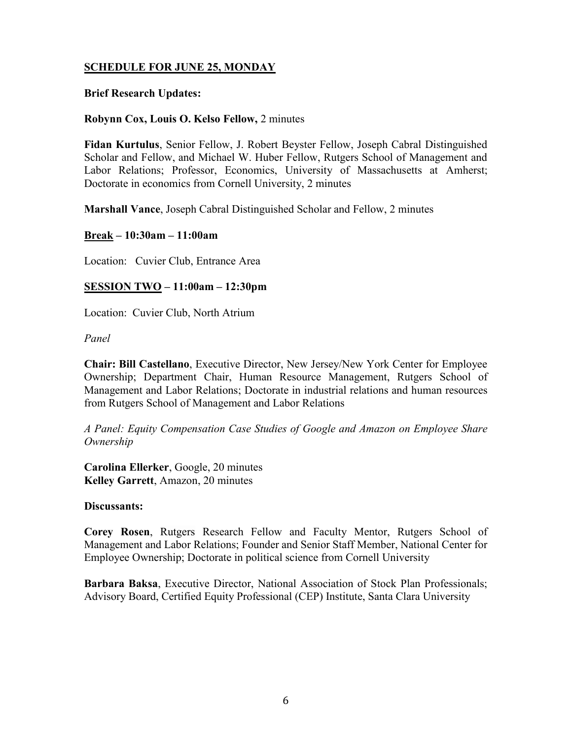## SCHEDULE FOR JUNE 25, MONDAY

**Brief Research Updates:**

**Robynn Cox, Louis O. Kelso Fellow,** 2 minutes

**Fidan Kurtulus**, Senior Fellow, J. Robert Beyster Fellow, Joseph Cabral Distinguished Scholar and Fellow, and Michael W. Huber Fellow, Rutgers School of Management and Labor Relations; Professor, Economics, University of Massachusetts at Amherst; Doctorate in economics from Cornell University, 2 minutes

**Marshall Vance**, Joseph Cabral Distinguished Scholar and Fellow, 2 minutes

**Break – 10:30am – 11:00am**

Location: Cuvier Club, Entrance Area

**SESSION TWO – 11:00am – 12:30pm**

Location: Cuvier Club, North Atrium

*Panel*

**Chair: Bill Castellano**, Executive Director, New Jersey/New York Center for Employee Ownership; Department Chair, Human Resource Management, Rutgers School of Management and Labor Relations; Doctorate in industrial relations and human resources from Rutgers School of Management and Labor Relations

*A Panel: Equity Compensation Case Studies of Google and Amazon on Employee Share Ownership*

**Carolina Ellerker**, Google, 20 minutes
**Kelley Garrett**, Amazon, 20 minutes

**Discussants:**

**Corey Rosen**, Rutgers Research Fellow and Faculty Mentor, Rutgers School of Management and Labor Relations; Founder and Senior Staff Member, National Center for Employee Ownership; Doctorate in political science from Cornell University

**Barbara Baksa**, Executive Director, National Association of Stock Plan Professionals; Advisory Board, Certified Equity Professional (CEP) Institute, Santa Clara University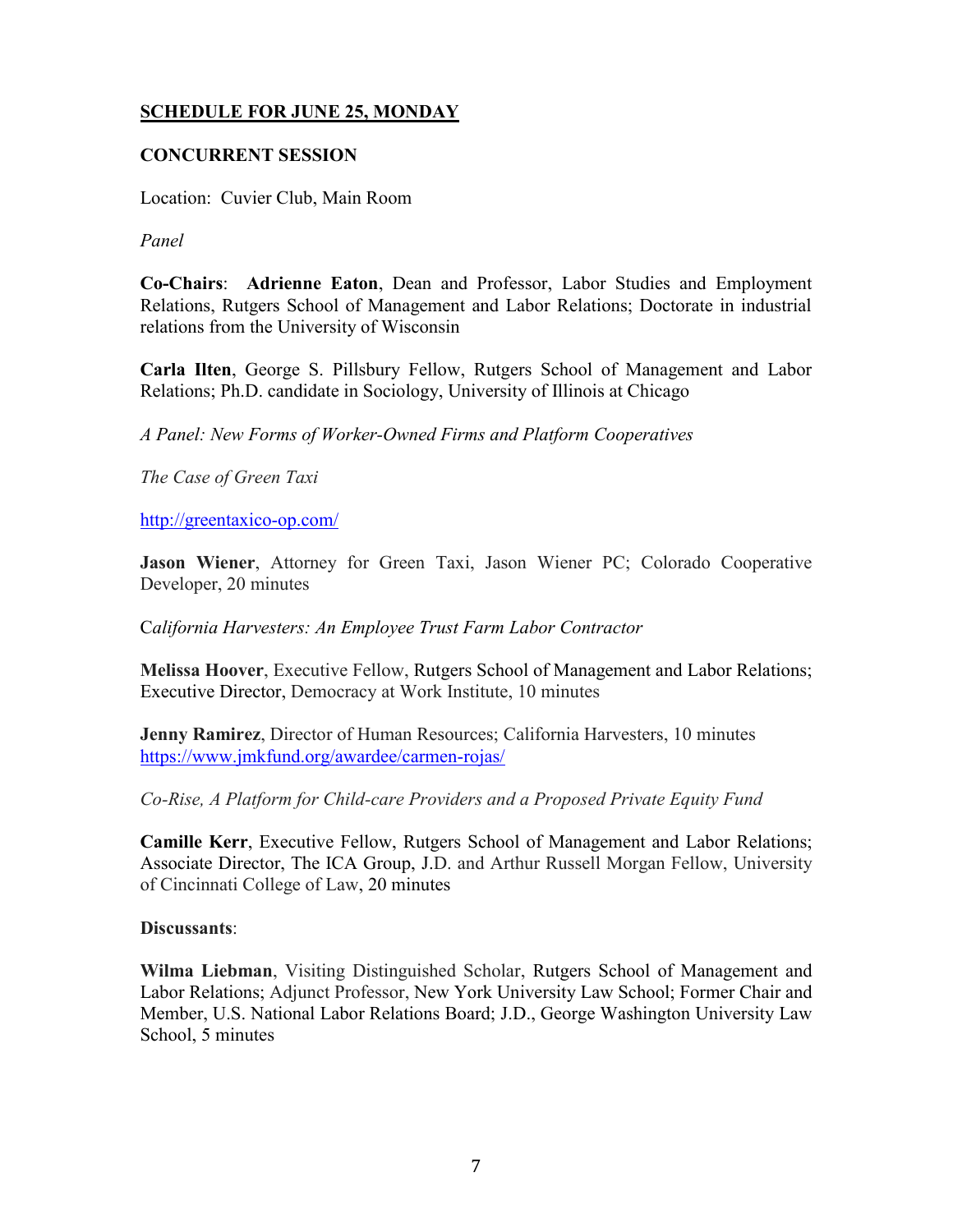**<u>SCHEDULE FOR JUNE 25, MONDAY</u>**

**CONCURRENT SESSION**

Location: Cuvier Club, Main Room

*Panel*

**Co-Chairs**: **Adrienne Eaton**, Dean and Professor, Labor Studies and Employment Relations, Rutgers School of Management and Labor Relations; Doctorate in industrial relations from the University of Wisconsin

**Carla Ilten**, George S. Pillsbury Fellow, Rutgers School of Management and Labor Relations; Ph.D. candidate in Sociology, University of Illinois at Chicago

*A Panel: New Forms of Worker-Owned Firms and Platform Cooperatives*

*The Case of Green Taxi*

http://greentaxico-op.com/

**Jason Wiener**, Attorney for Green Taxi, Jason Wiener PC; Colorado Cooperative Developer, 20 minutes

*California Harvesters: An Employee Trust Farm Labor Contractor*

**Melissa Hoover**, Executive Fellow, Rutgers School of Management and Labor Relations; Executive Director, Democracy at Work Institute, 10 minutes

**Jenny Ramirez**, Director of Human Resources; California Harvesters, 10 minutes
https://www.jmkfund.org/awardee/carmen-rojas/

*Co-Rise, A Platform for Child-care Providers and a Proposed Private Equity Fund*

**Camille Kerr**, Executive Fellow, Rutgers School of Management and Labor Relations; Associate Director, The ICA Group, J.D. and Arthur Russell Morgan Fellow, University of Cincinnati College of Law, 20 minutes

**Discussants**:

**Wilma Liebman**, Visiting Distinguished Scholar, Rutgers School of Management and Labor Relations; Adjunct Professor, New York University Law School; Former Chair and Member, U.S. National Labor Relations Board; J.D., George Washington University Law School, 5 minutes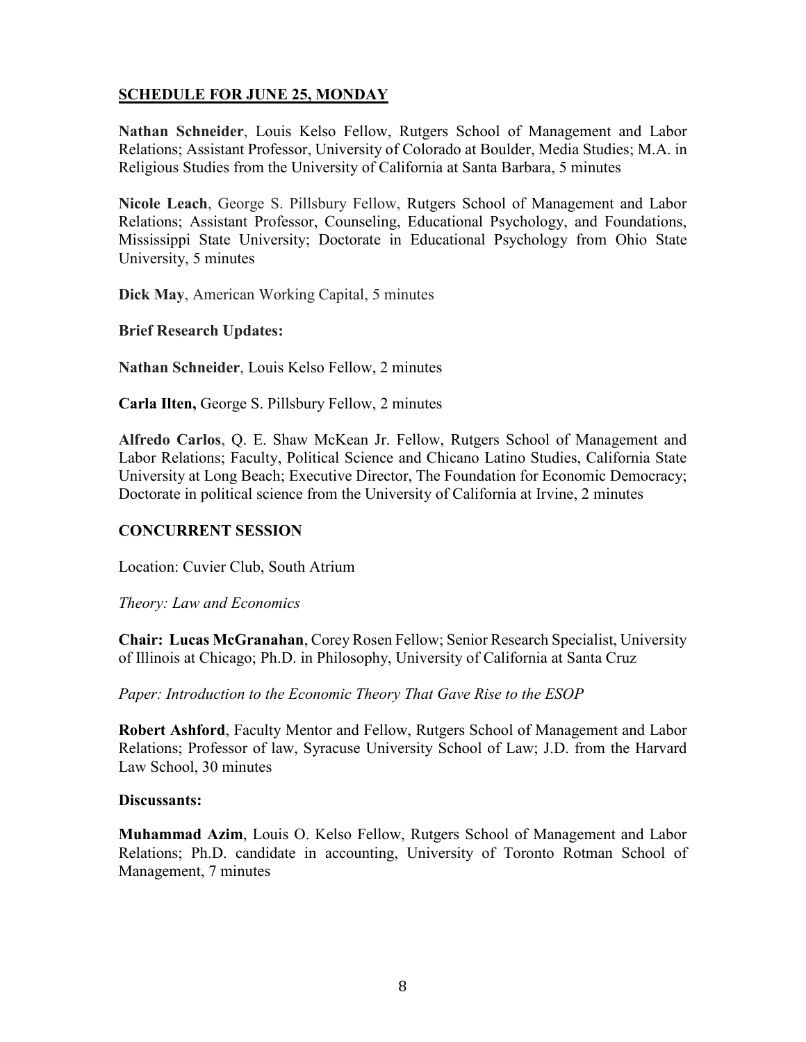## SCHEDULE FOR JUNE 25, MONDAY

**Nathan Schneider**, Louis Kelso Fellow, Rutgers School of Management and Labor Relations; Assistant Professor, University of Colorado at Boulder, Media Studies; M.A. in Religious Studies from the University of California at Santa Barbara, 5 minutes

**Nicole Leach**, George S. Pillsbury Fellow, Rutgers School of Management and Labor Relations; Assistant Professor, Counseling, Educational Psychology, and Foundations, Mississippi State University; Doctorate in Educational Psychology from Ohio State University, 5 minutes

**Dick May**, American Working Capital, 5 minutes

**Brief Research Updates:**

**Nathan Schneider**, Louis Kelso Fellow, 2 minutes

**Carla Ilten,** George S. Pillsbury Fellow, 2 minutes

**Alfredo Carlos**, Q. E. Shaw McKean Jr. Fellow, Rutgers School of Management and Labor Relations; Faculty, Political Science and Chicano Latino Studies, California State University at Long Beach; Executive Director, The Foundation for Economic Democracy; Doctorate in political science from the University of California at Irvine, 2 minutes

### CONCURRENT SESSION

Location: Cuvier Club, South Atrium

*Theory: Law and Economics*

**Chair: Lucas McGranahan**, Corey Rosen Fellow; Senior Research Specialist, University of Illinois at Chicago; Ph.D. in Philosophy, University of California at Santa Cruz

*Paper: Introduction to the Economic Theory That Gave Rise to the ESOP*

**Robert Ashford**, Faculty Mentor and Fellow, Rutgers School of Management and Labor Relations; Professor of law, Syracuse University School of Law; J.D. from the Harvard Law School, 30 minutes

**Discussants:**

**Muhammad Azim**, Louis O. Kelso Fellow, Rutgers School of Management and Labor Relations; Ph.D. candidate in accounting, University of Toronto Rotman School of Management, 7 minutes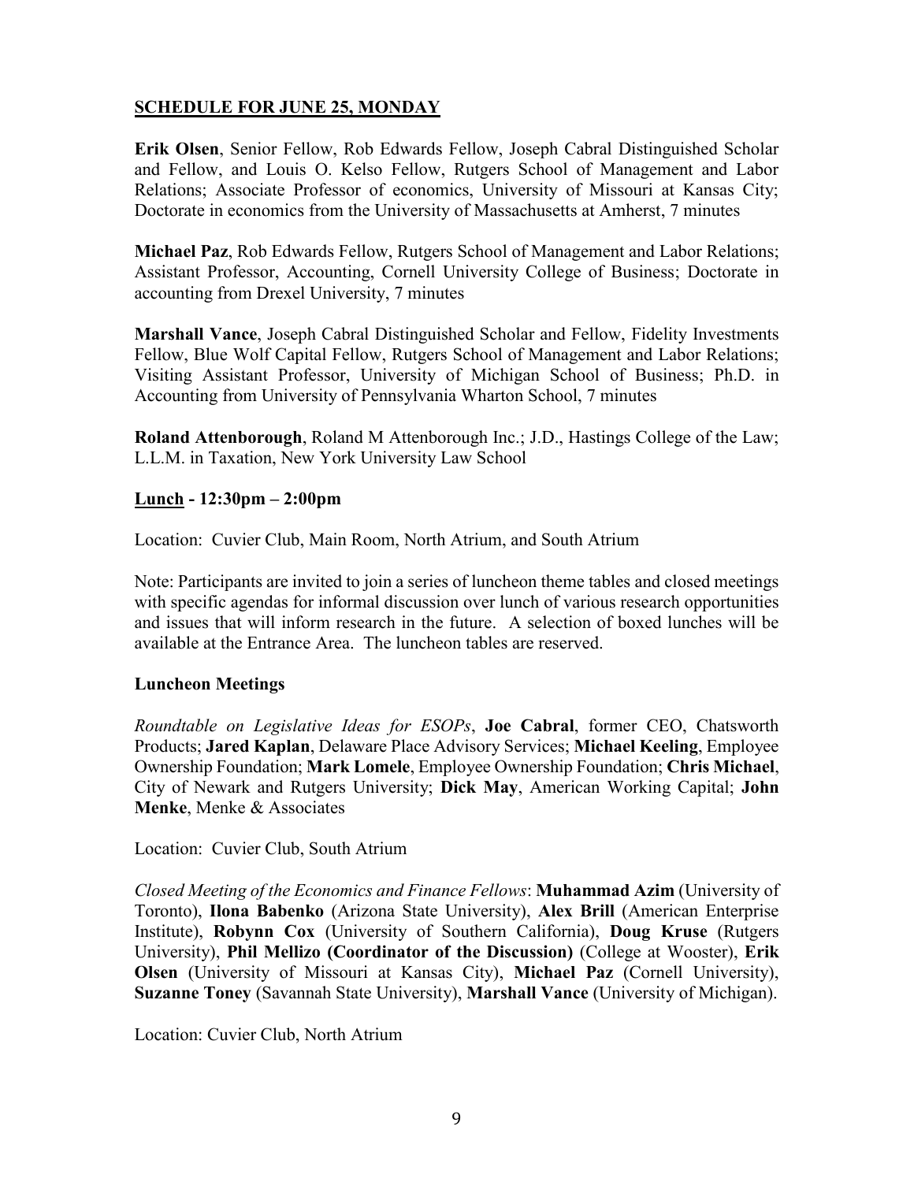**<u>SCHEDULE FOR JUNE 25, MONDAY</u>**

**Erik Olsen**, Senior Fellow, Rob Edwards Fellow, Joseph Cabral Distinguished Scholar and Fellow, and Louis O. Kelso Fellow, Rutgers School of Management and Labor Relations; Associate Professor of economics, University of Missouri at Kansas City; Doctorate in economics from the University of Massachusetts at Amherst, 7 minutes

**Michael Paz**, Rob Edwards Fellow, Rutgers School of Management and Labor Relations; Assistant Professor, Accounting, Cornell University College of Business; Doctorate in accounting from Drexel University, 7 minutes

**Marshall Vance**, Joseph Cabral Distinguished Scholar and Fellow, Fidelity Investments Fellow, Blue Wolf Capital Fellow, Rutgers School of Management and Labor Relations; Visiting Assistant Professor, University of Michigan School of Business; Ph.D. in Accounting from University of Pennsylvania Wharton School, 7 minutes

**Roland Attenborough**, Roland M Attenborough Inc.; J.D., Hastings College of the Law; L.L.M. in Taxation, New York University Law School

**<u>Lunch</u> - 12:30pm – 2:00pm**

Location: Cuvier Club, Main Room, North Atrium, and South Atrium

Note: Participants are invited to join a series of luncheon theme tables and closed meetings with specific agendas for informal discussion over lunch of various research opportunities and issues that will inform research in the future. A selection of boxed lunches will be available at the Entrance Area. The luncheon tables are reserved.

**Luncheon Meetings**

*Roundtable on Legislative Ideas for ESOPs*, **Joe Cabral**, former CEO, Chatsworth Products; **Jared Kaplan**, Delaware Place Advisory Services; **Michael Keeling**, Employee Ownership Foundation; **Mark Lomele**, Employee Ownership Foundation; **Chris Michael**, City of Newark and Rutgers University; **Dick May**, American Working Capital; **John Menke**, Menke & Associates

Location: Cuvier Club, South Atrium

*Closed Meeting of the Economics and Finance Fellows*: **Muhammad Azim** (University of Toronto), **Ilona Babenko** (Arizona State University), **Alex Brill** (American Enterprise Institute), **Robynn Cox** (University of Southern California), **Doug Kruse** (Rutgers University), **Phil Mellizo (Coordinator of the Discussion)** (College at Wooster), **Erik Olsen** (University of Missouri at Kansas City), **Michael Paz** (Cornell University), **Suzanne Toney** (Savannah State University), **Marshall Vance** (University of Michigan).

Location: Cuvier Club, North Atrium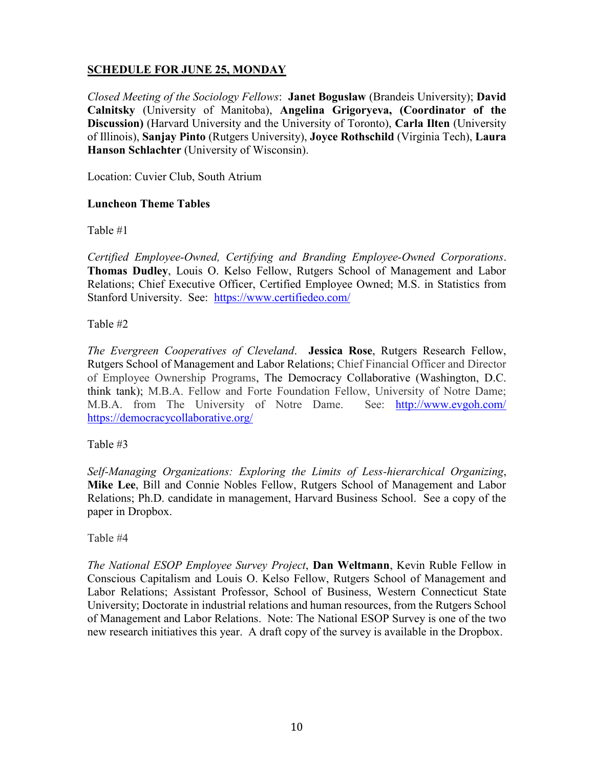## SCHEDULE FOR JUNE 25, MONDAY

*Closed Meeting of the Sociology Fellows*: **Janet Boguslaw** (Brandeis University); **David Calnitsky** (University of Manitoba), **Angelina Grigoryeva, (Coordinator of the Discussion)** (Harvard University and the University of Toronto), **Carla Ilten** (University of Illinois), **Sanjay Pinto** (Rutgers University), **Joyce Rothschild** (Virginia Tech), **Laura Hanson Schlachter** (University of Wisconsin).

Location: Cuvier Club, South Atrium

### Luncheon Theme Tables

Table #1

*Certified Employee-Owned, Certifying and Branding Employee-Owned Corporations*. **Thomas Dudley**, Louis O. Kelso Fellow, Rutgers School of Management and Labor Relations; Chief Executive Officer, Certified Employee Owned; M.S. in Statistics from Stanford University. See: https://www.certifiedeo.com/

Table #2

*The Evergreen Cooperatives of Cleveland*. **Jessica Rose**, Rutgers Research Fellow, Rutgers School of Management and Labor Relations; Chief Financial Officer and Director of Employee Ownership Programs, The Democracy Collaborative (Washington, D.C. think tank); M.B.A. Fellow and Forte Foundation Fellow, University of Notre Dame; M.B.A. from The University of Notre Dame. See: http://www.evgoh.com/ https://democracycollaborative.org/

Table #3

*Self-Managing Organizations: Exploring the Limits of Less-hierarchical Organizing*, **Mike Lee**, Bill and Connie Nobles Fellow, Rutgers School of Management and Labor Relations; Ph.D. candidate in management, Harvard Business School. See a copy of the paper in Dropbox.

Table #4

*The National ESOP Employee Survey Project*, **Dan Weltmann**, Kevin Ruble Fellow in Conscious Capitalism and Louis O. Kelso Fellow, Rutgers School of Management and Labor Relations; Assistant Professor, School of Business, Western Connecticut State University; Doctorate in industrial relations and human resources, from the Rutgers School of Management and Labor Relations. Note: The National ESOP Survey is one of the two new research initiatives this year. A draft copy of the survey is available in the Dropbox.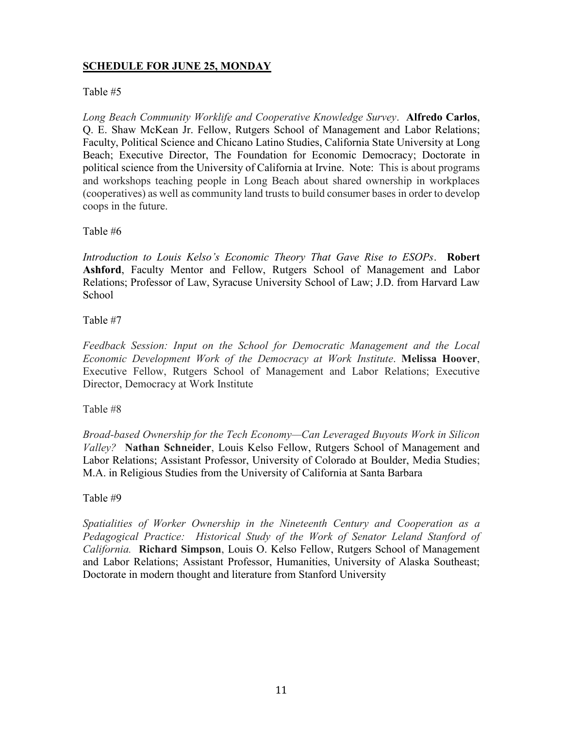## **SCHEDULE FOR JUNE 25, MONDAY**

Table #5

*Long Beach Community Worklife and Cooperative Knowledge Survey*. **Alfredo Carlos**, Q. E. Shaw McKean Jr. Fellow, Rutgers School of Management and Labor Relations; Faculty, Political Science and Chicano Latino Studies, California State University at Long Beach; Executive Director, The Foundation for Economic Democracy; Doctorate in political science from the University of California at Irvine. Note: This is about programs and workshops teaching people in Long Beach about shared ownership in workplaces (cooperatives) as well as community land trusts to build consumer bases in order to develop coops in the future.

Table #6

*Introduction to Louis Kelso's Economic Theory That Gave Rise to ESOPs*. **Robert Ashford**, Faculty Mentor and Fellow, Rutgers School of Management and Labor Relations; Professor of Law, Syracuse University School of Law; J.D. from Harvard Law School

Table #7

*Feedback Session: Input on the School for Democratic Management and the Local Economic Development Work of the Democracy at Work Institute*. **Melissa Hoover**, Executive Fellow, Rutgers School of Management and Labor Relations; Executive Director, Democracy at Work Institute

Table #8

*Broad-based Ownership for the Tech Economy—Can Leveraged Buyouts Work in Silicon Valley?* **Nathan Schneider**, Louis Kelso Fellow, Rutgers School of Management and Labor Relations; Assistant Professor, University of Colorado at Boulder, Media Studies; M.A. in Religious Studies from the University of California at Santa Barbara

Table #9

*Spatialities of Worker Ownership in the Nineteenth Century and Cooperation as a Pedagogical Practice: Historical Study of the Work of Senator Leland Stanford of California.* **Richard Simpson**, Louis O. Kelso Fellow, Rutgers School of Management and Labor Relations; Assistant Professor, Humanities, University of Alaska Southeast; Doctorate in modern thought and literature from Stanford University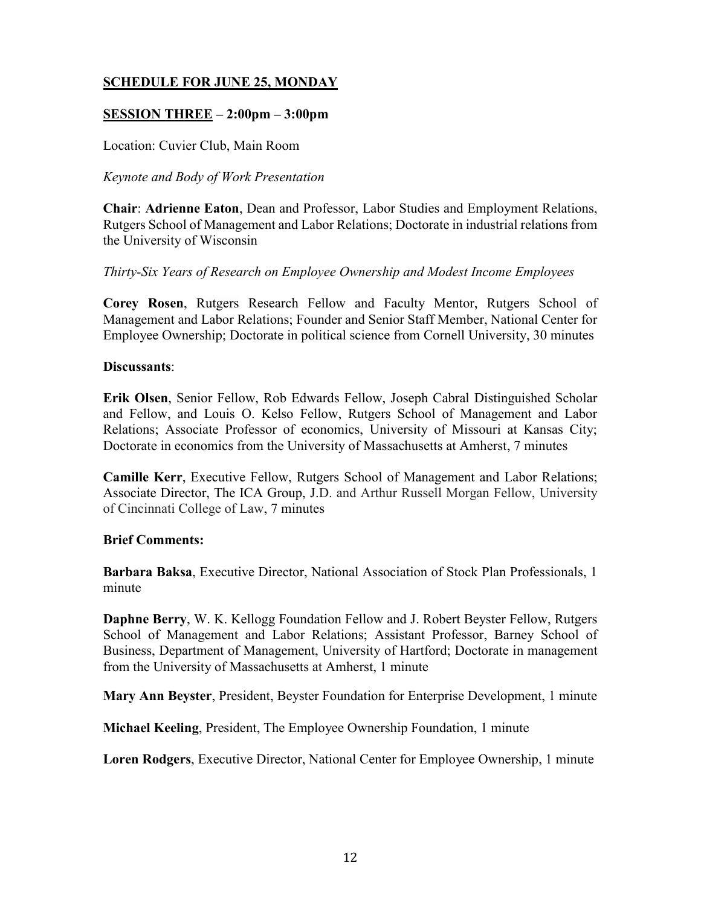## SCHEDULE FOR JUNE 25, MONDAY

### SESSION THREE – 2:00pm – 3:00pm

Location: Cuvier Club, Main Room

*Keynote and Body of Work Presentation*

**Chair**: **Adrienne Eaton**, Dean and Professor, Labor Studies and Employment Relations, Rutgers School of Management and Labor Relations; Doctorate in industrial relations from the University of Wisconsin

*Thirty-Six Years of Research on Employee Ownership and Modest Income Employees*

**Corey Rosen**, Rutgers Research Fellow and Faculty Mentor, Rutgers School of Management and Labor Relations; Founder and Senior Staff Member, National Center for Employee Ownership; Doctorate in political science from Cornell University, 30 minutes

**Discussants**:

**Erik Olsen**, Senior Fellow, Rob Edwards Fellow, Joseph Cabral Distinguished Scholar and Fellow, and Louis O. Kelso Fellow, Rutgers School of Management and Labor Relations; Associate Professor of economics, University of Missouri at Kansas City; Doctorate in economics from the University of Massachusetts at Amherst, 7 minutes

**Camille Kerr**, Executive Fellow, Rutgers School of Management and Labor Relations; Associate Director, The ICA Group, J.D. and Arthur Russell Morgan Fellow, University of Cincinnati College of Law, 7 minutes

**Brief Comments:**

**Barbara Baksa**, Executive Director, National Association of Stock Plan Professionals, 1 minute

**Daphne Berry**, W. K. Kellogg Foundation Fellow and J. Robert Beyster Fellow, Rutgers School of Management and Labor Relations; Assistant Professor, Barney School of Business, Department of Management, University of Hartford; Doctorate in management from the University of Massachusetts at Amherst, 1 minute

**Mary Ann Beyster**, President, Beyster Foundation for Enterprise Development, 1 minute

**Michael Keeling**, President, The Employee Ownership Foundation, 1 minute

**Loren Rodgers**, Executive Director, National Center for Employee Ownership, 1 minute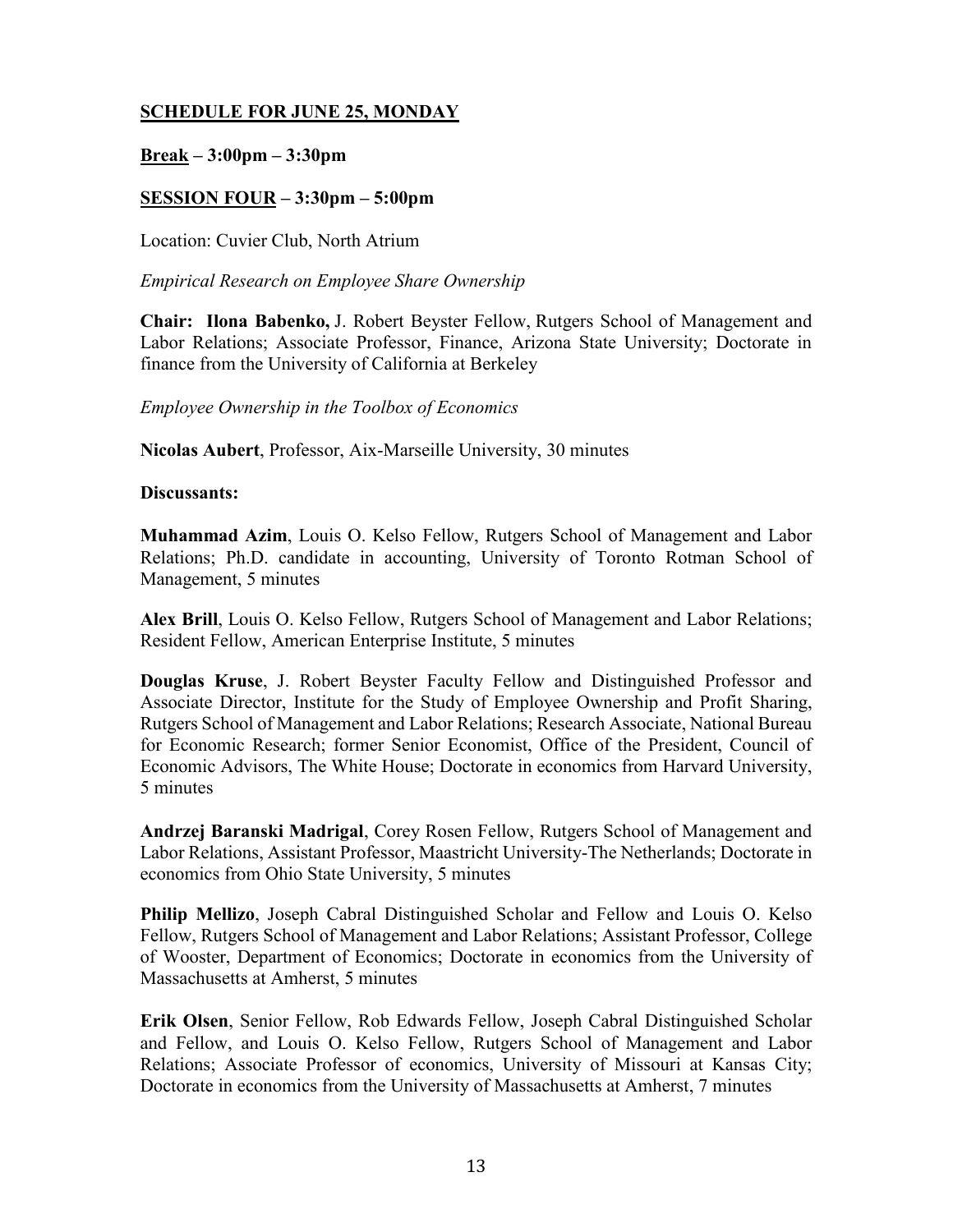**SCHEDULE FOR JUNE 25, MONDAY**

**Break – 3:00pm – 3:30pm**

**SESSION FOUR – 3:30pm – 5:00pm**

Location: Cuvier Club, North Atrium

*Empirical Research on Employee Share Ownership*

**Chair: Ilona Babenko,** J. Robert Beyster Fellow, Rutgers School of Management and Labor Relations; Associate Professor, Finance, Arizona State University; Doctorate in finance from the University of California at Berkeley

*Employee Ownership in the Toolbox of Economics*

**Nicolas Aubert**, Professor, Aix-Marseille University, 30 minutes

**Discussants:**

**Muhammad Azim**, Louis O. Kelso Fellow, Rutgers School of Management and Labor Relations; Ph.D. candidate in accounting, University of Toronto Rotman School of Management, 5 minutes

**Alex Brill**, Louis O. Kelso Fellow, Rutgers School of Management and Labor Relations; Resident Fellow, American Enterprise Institute, 5 minutes

**Douglas Kruse**, J. Robert Beyster Faculty Fellow and Distinguished Professor and Associate Director, Institute for the Study of Employee Ownership and Profit Sharing, Rutgers School of Management and Labor Relations; Research Associate, National Bureau for Economic Research; former Senior Economist, Office of the President, Council of Economic Advisors, The White House; Doctorate in economics from Harvard University, 5 minutes

**Andrzej Baranski Madrigal**, Corey Rosen Fellow, Rutgers School of Management and Labor Relations, Assistant Professor, Maastricht University-The Netherlands; Doctorate in economics from Ohio State University, 5 minutes

**Philip Mellizo**, Joseph Cabral Distinguished Scholar and Fellow and Louis O. Kelso Fellow, Rutgers School of Management and Labor Relations; Assistant Professor, College of Wooster, Department of Economics; Doctorate in economics from the University of Massachusetts at Amherst, 5 minutes

**Erik Olsen**, Senior Fellow, Rob Edwards Fellow, Joseph Cabral Distinguished Scholar and Fellow, and Louis O. Kelso Fellow, Rutgers School of Management and Labor Relations; Associate Professor of economics, University of Missouri at Kansas City; Doctorate in economics from the University of Massachusetts at Amherst, 7 minutes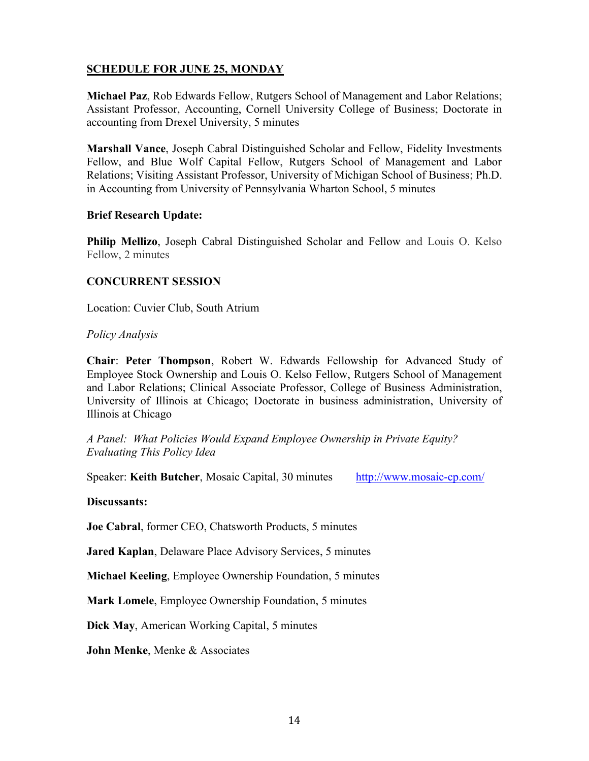## SCHEDULE FOR JUNE 25, MONDAY

**Michael Paz**, Rob Edwards Fellow, Rutgers School of Management and Labor Relations; Assistant Professor, Accounting, Cornell University College of Business; Doctorate in accounting from Drexel University, 5 minutes

**Marshall Vance**, Joseph Cabral Distinguished Scholar and Fellow, Fidelity Investments Fellow, and Blue Wolf Capital Fellow, Rutgers School of Management and Labor Relations; Visiting Assistant Professor, University of Michigan School of Business; Ph.D. in Accounting from University of Pennsylvania Wharton School, 5 minutes

**Brief Research Update:**

**Philip Mellizo**, Joseph Cabral Distinguished Scholar and Fellow and Louis O. Kelso Fellow, 2 minutes

**CONCURRENT SESSION**

Location: Cuvier Club, South Atrium

*Policy Analysis*

**Chair**: **Peter Thompson**, Robert W. Edwards Fellowship for Advanced Study of Employee Stock Ownership and Louis O. Kelso Fellow, Rutgers School of Management and Labor Relations; Clinical Associate Professor, College of Business Administration, University of Illinois at Chicago; Doctorate in business administration, University of Illinois at Chicago

*A Panel: What Policies Would Expand Employee Ownership in Private Equity? Evaluating This Policy Idea*

Speaker: **Keith Butcher**, Mosaic Capital, 30 minutes http://www.mosaic-cp.com/

**Discussants:**

**Joe Cabral**, former CEO, Chatsworth Products, 5 minutes

**Jared Kaplan**, Delaware Place Advisory Services, 5 minutes

**Michael Keeling**, Employee Ownership Foundation, 5 minutes

**Mark Lomele**, Employee Ownership Foundation, 5 minutes

**Dick May**, American Working Capital, 5 minutes

**John Menke**, Menke & Associates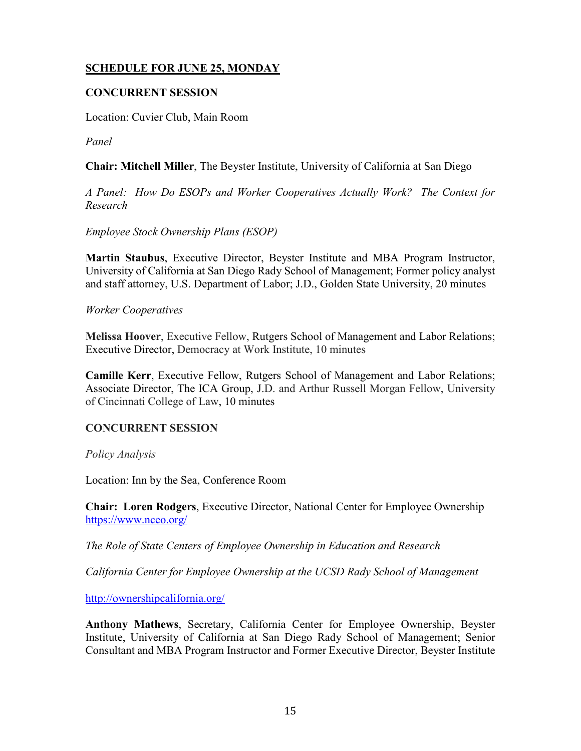## SCHEDULE FOR JUNE 25, MONDAY

### CONCURRENT SESSION

Location: Cuvier Club, Main Room

*Panel*

**Chair: Mitchell Miller**, The Beyster Institute, University of California at San Diego

*A Panel: How Do ESOPs and Worker Cooperatives Actually Work? The Context for Research*

*Employee Stock Ownership Plans (ESOP)*

**Martin Staubus**, Executive Director, Beyster Institute and MBA Program Instructor, University of California at San Diego Rady School of Management; Former policy analyst and staff attorney, U.S. Department of Labor; J.D., Golden State University, 20 minutes

*Worker Cooperatives*

**Melissa Hoover**, Executive Fellow, Rutgers School of Management and Labor Relations; Executive Director, Democracy at Work Institute, 10 minutes

**Camille Kerr**, Executive Fellow, Rutgers School of Management and Labor Relations; Associate Director, The ICA Group, J.D. and Arthur Russell Morgan Fellow, University of Cincinnati College of Law, 10 minutes

### CONCURRENT SESSION

*Policy Analysis*

Location: Inn by the Sea, Conference Room

**Chair: Loren Rodgers**, Executive Director, National Center for Employee Ownership https://www.nceo.org/

*The Role of State Centers of Employee Ownership in Education and Research*

*California Center for Employee Ownership at the UCSD Rady School of Management*

http://ownershipcalifornia.org/

**Anthony Mathews**, Secretary, California Center for Employee Ownership, Beyster Institute, University of California at San Diego Rady School of Management; Senior Consultant and MBA Program Instructor and Former Executive Director, Beyster Institute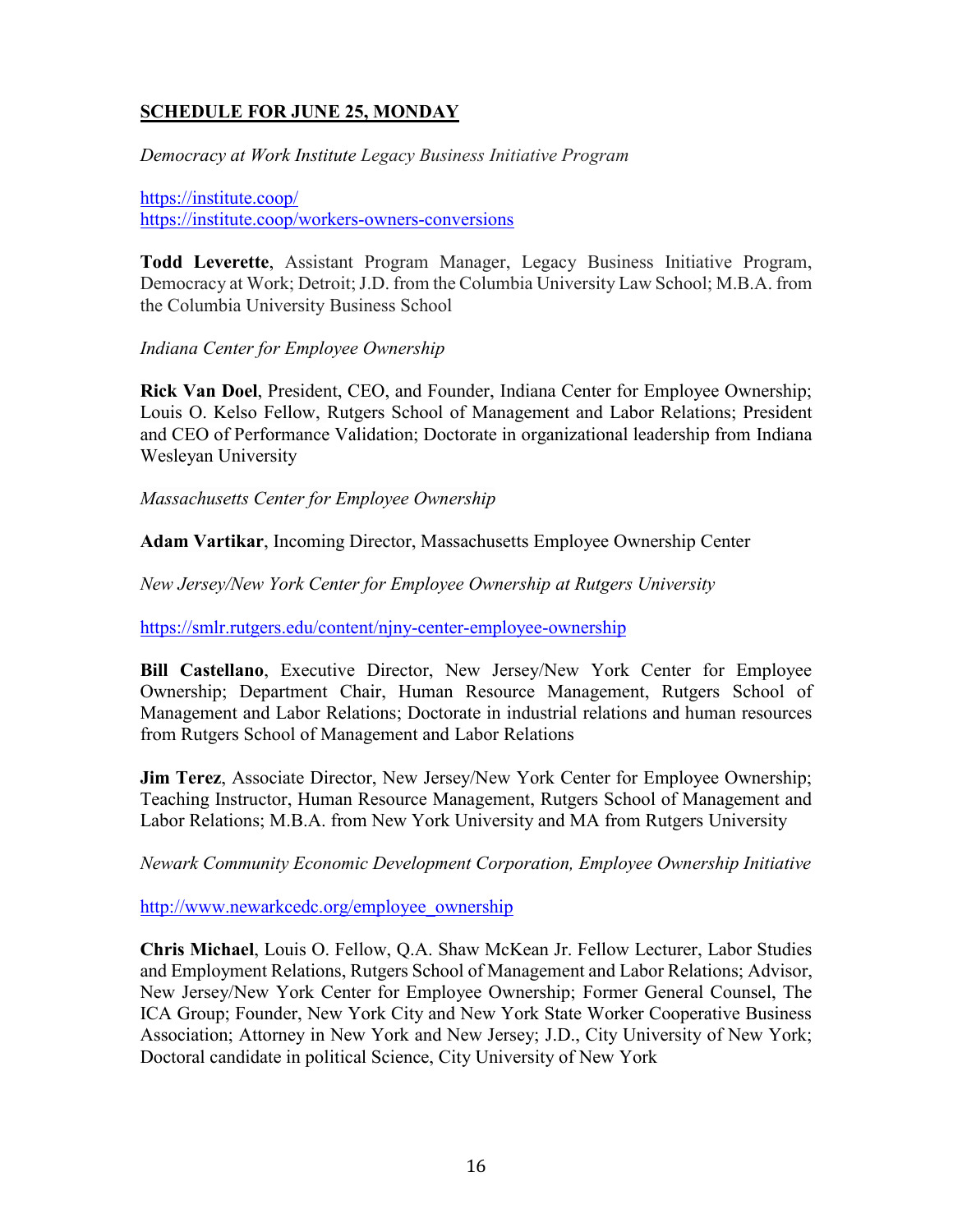## SCHEDULE FOR JUNE 25, MONDAY

*Democracy at Work Institute Legacy Business Initiative Program*

https://institute.coop/
https://institute.coop/workers-owners-conversions

**Todd Leverette**, Assistant Program Manager, Legacy Business Initiative Program, Democracy at Work; Detroit; J.D. from the Columbia University Law School; M.B.A. from the Columbia University Business School

*Indiana Center for Employee Ownership*

**Rick Van Doel**, President, CEO, and Founder, Indiana Center for Employee Ownership; Louis O. Kelso Fellow, Rutgers School of Management and Labor Relations; President and CEO of Performance Validation; Doctorate in organizational leadership from Indiana Wesleyan University

*Massachusetts Center for Employee Ownership*

**Adam Vartikar**, Incoming Director, Massachusetts Employee Ownership Center

*New Jersey/New York Center for Employee Ownership at Rutgers University*

https://smlr.rutgers.edu/content/njny-center-employee-ownership

**Bill Castellano**, Executive Director, New Jersey/New York Center for Employee Ownership; Department Chair, Human Resource Management, Rutgers School of Management and Labor Relations; Doctorate in industrial relations and human resources from Rutgers School of Management and Labor Relations

**Jim Terez**, Associate Director, New Jersey/New York Center for Employee Ownership; Teaching Instructor, Human Resource Management, Rutgers School of Management and Labor Relations; M.B.A. from New York University and MA from Rutgers University

*Newark Community Economic Development Corporation, Employee Ownership Initiative*

http://www.newarkcedc.org/employee_ownership

**Chris Michael**, Louis O. Fellow, Q.A. Shaw McKean Jr. Fellow Lecturer, Labor Studies and Employment Relations, Rutgers School of Management and Labor Relations; Advisor, New Jersey/New York Center for Employee Ownership; Former General Counsel, The ICA Group; Founder, New York City and New York State Worker Cooperative Business Association; Attorney in New York and New Jersey; J.D., City University of New York; Doctoral candidate in political Science, City University of New York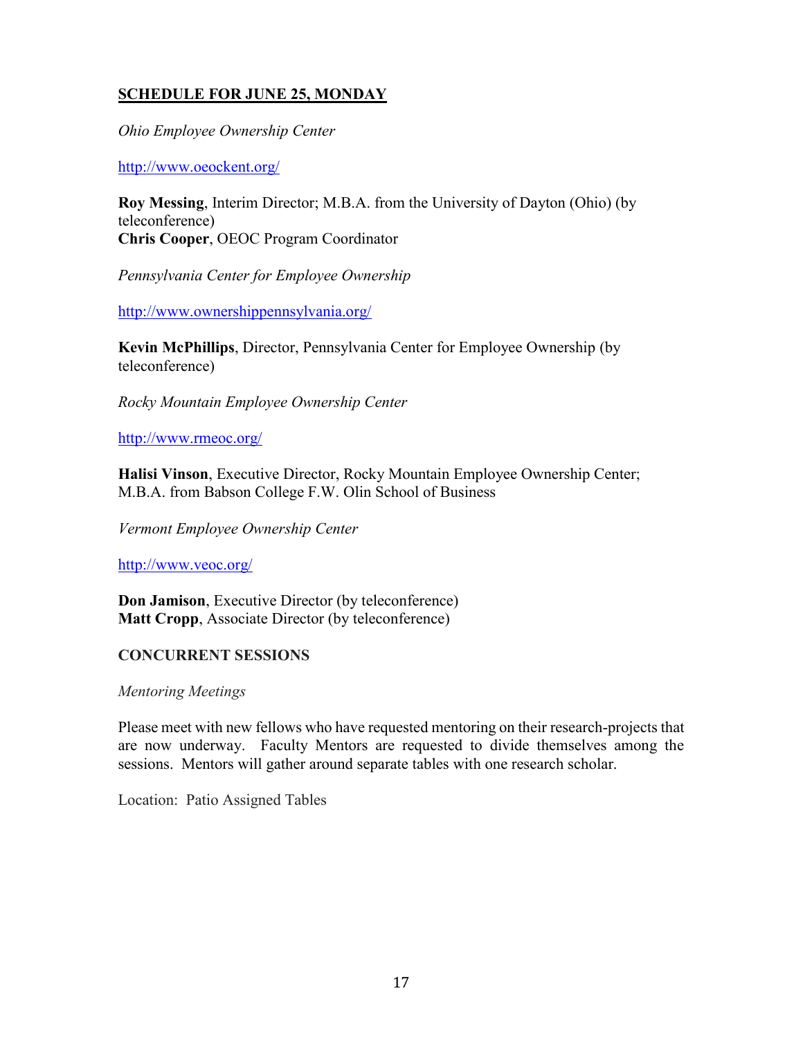## SCHEDULE FOR JUNE 25, MONDAY

*Ohio Employee Ownership Center*

http://www.oeockent.org/

**Roy Messing**, Interim Director; M.B.A. from the University of Dayton (Ohio) (by teleconference)
**Chris Cooper**, OEOC Program Coordinator

*Pennsylvania Center for Employee Ownership*

http://www.ownershippennsylvania.org/

**Kevin McPhillips**, Director, Pennsylvania Center for Employee Ownership (by teleconference)

*Rocky Mountain Employee Ownership Center*

http://www.rmeoc.org/

**Halisi Vinson**, Executive Director, Rocky Mountain Employee Ownership Center; M.B.A. from Babson College F.W. Olin School of Business

*Vermont Employee Ownership Center*

http://www.veoc.org/

**Don Jamison**, Executive Director (by teleconference)
**Matt Cropp**, Associate Director (by teleconference)

### CONCURRENT SESSIONS

*Mentoring Meetings*

Please meet with new fellows who have requested mentoring on their research-projects that are now underway. Faculty Mentors are requested to divide themselves among the sessions. Mentors will gather around separate tables with one research scholar.

Location: Patio Assigned Tables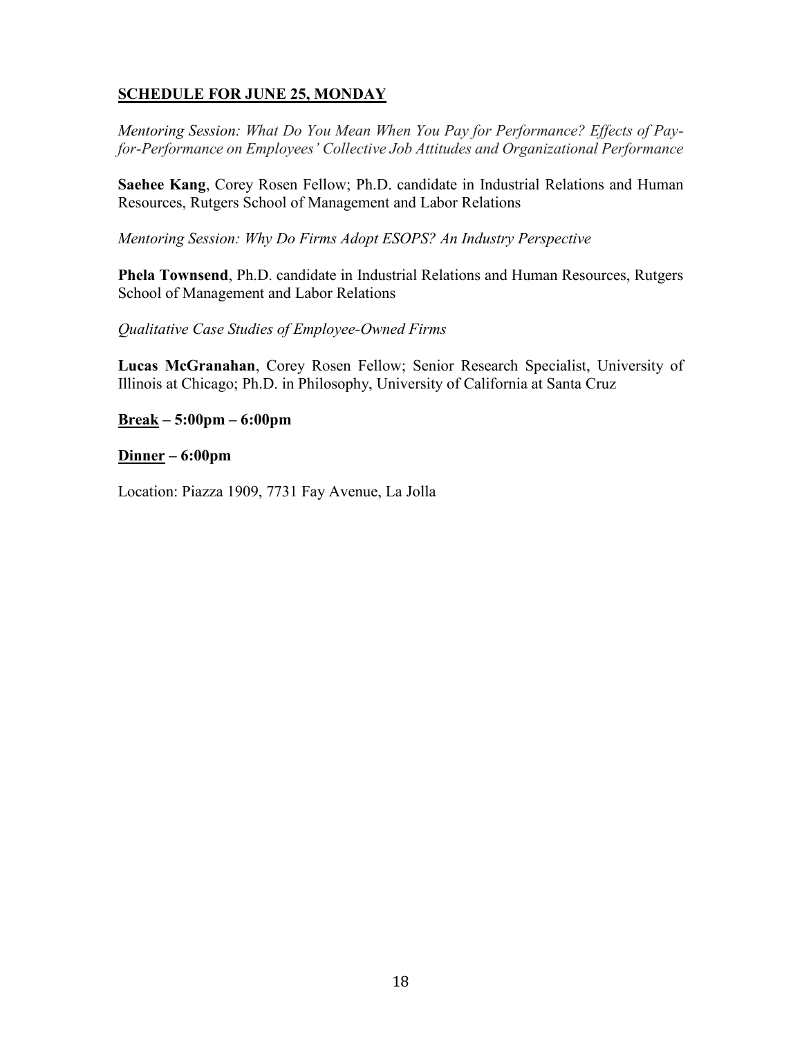## SCHEDULE FOR JUNE 25, MONDAY

*Mentoring Session: What Do You Mean When You Pay for Performance? Effects of Pay-for-Performance on Employees' Collective Job Attitudes and Organizational Performance*

**Saehee Kang**, Corey Rosen Fellow; Ph.D. candidate in Industrial Relations and Human Resources, Rutgers School of Management and Labor Relations

*Mentoring Session: Why Do Firms Adopt ESOPS? An Industry Perspective*

**Phela Townsend**, Ph.D. candidate in Industrial Relations and Human Resources, Rutgers School of Management and Labor Relations

*Qualitative Case Studies of Employee-Owned Firms*

**Lucas McGranahan**, Corey Rosen Fellow; Senior Research Specialist, University of Illinois at Chicago; Ph.D. in Philosophy, University of California at Santa Cruz

**Break – 5:00pm – 6:00pm**

**Dinner – 6:00pm**

Location: Piazza 1909, 7731 Fay Avenue, La Jolla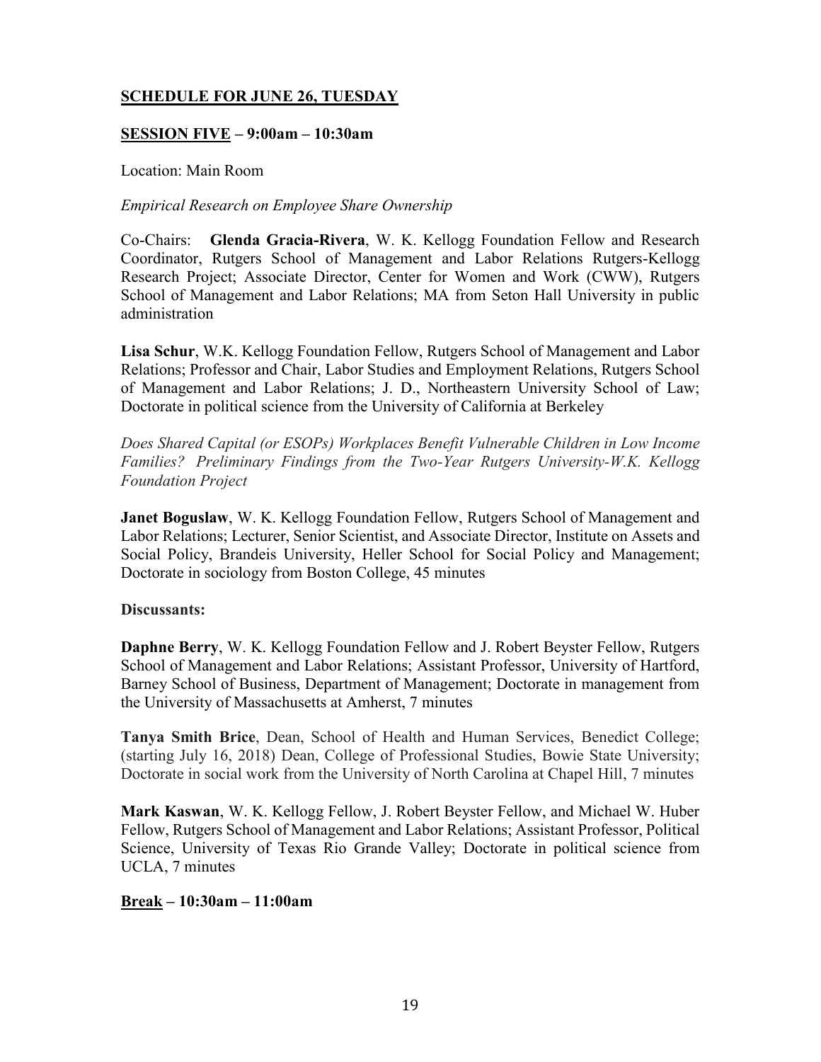**SCHEDULE FOR JUNE 26, TUESDAY**

**SESSION FIVE – 9:00am – 10:30am**

Location: Main Room

*Empirical Research on Employee Share Ownership*

Co-Chairs: **Glenda Gracia-Rivera**, W. K. Kellogg Foundation Fellow and Research Coordinator, Rutgers School of Management and Labor Relations Rutgers-Kellogg Research Project; Associate Director, Center for Women and Work (CWW), Rutgers School of Management and Labor Relations; MA from Seton Hall University in public administration

**Lisa Schur**, W.K. Kellogg Foundation Fellow, Rutgers School of Management and Labor Relations; Professor and Chair, Labor Studies and Employment Relations, Rutgers School of Management and Labor Relations; J. D., Northeastern University School of Law; Doctorate in political science from the University of California at Berkeley

*Does Shared Capital (or ESOPs) Workplaces Benefit Vulnerable Children in Low Income Families? Preliminary Findings from the Two-Year Rutgers University-W.K. Kellogg Foundation Project*

**Janet Boguslaw**, W. K. Kellogg Foundation Fellow, Rutgers School of Management and Labor Relations; Lecturer, Senior Scientist, and Associate Director, Institute on Assets and Social Policy, Brandeis University, Heller School for Social Policy and Management; Doctorate in sociology from Boston College, 45 minutes

**Discussants:**

**Daphne Berry**, W. K. Kellogg Foundation Fellow and J. Robert Beyster Fellow, Rutgers School of Management and Labor Relations; Assistant Professor, University of Hartford, Barney School of Business, Department of Management; Doctorate in management from the University of Massachusetts at Amherst, 7 minutes

**Tanya Smith Brice**, Dean, School of Health and Human Services, Benedict College; (starting July 16, 2018) Dean, College of Professional Studies, Bowie State University; Doctorate in social work from the University of North Carolina at Chapel Hill, 7 minutes

**Mark Kaswan**, W. K. Kellogg Fellow, J. Robert Beyster Fellow, and Michael W. Huber Fellow, Rutgers School of Management and Labor Relations; Assistant Professor, Political Science, University of Texas Rio Grande Valley; Doctorate in political science from UCLA, 7 minutes

**Break – 10:30am – 11:00am**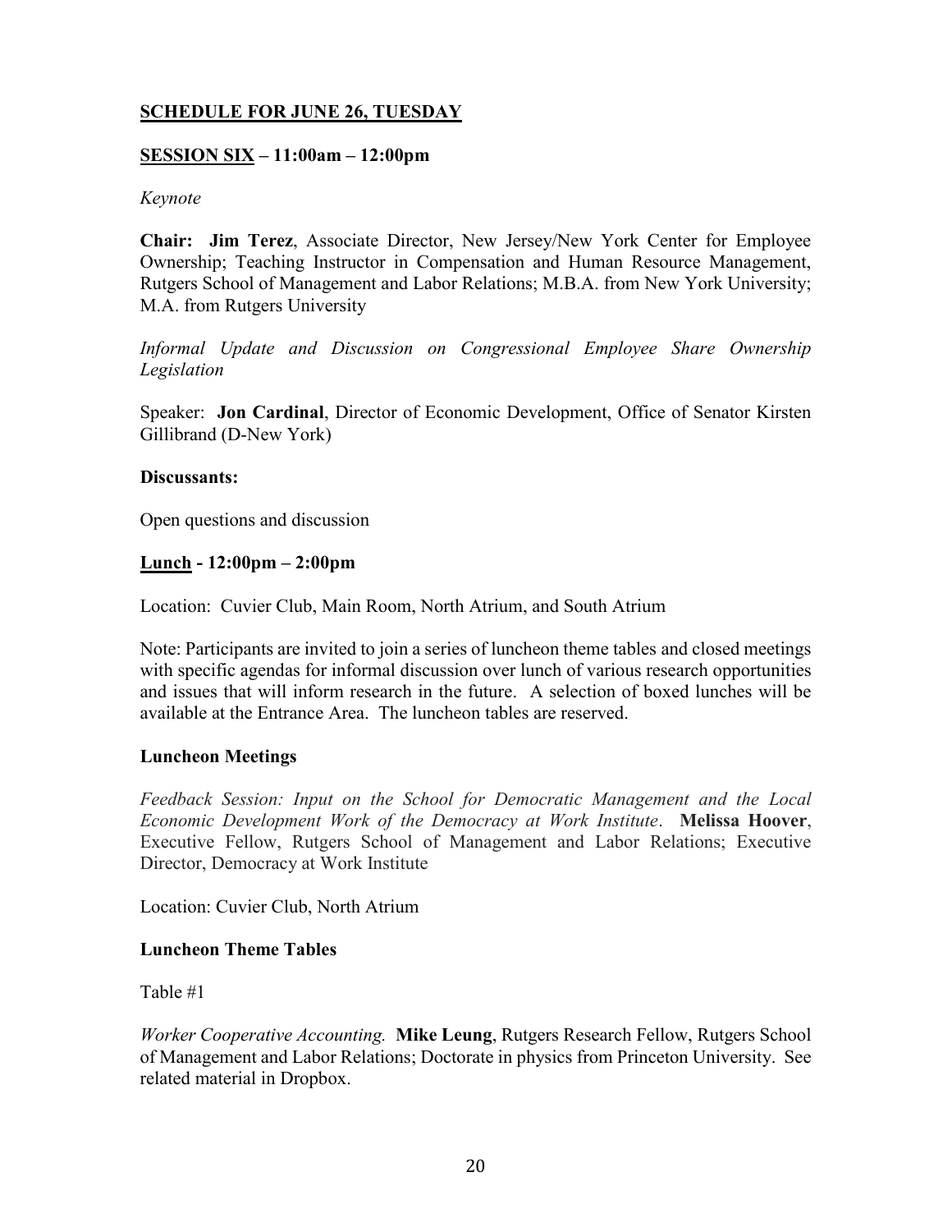## **SCHEDULE FOR JUNE 26, TUESDAY**

### **SESSION SIX – 11:00am – 12:00pm**

*Keynote*

**Chair: Jim Terez**, Associate Director, New Jersey/New York Center for Employee Ownership; Teaching Instructor in Compensation and Human Resource Management, Rutgers School of Management and Labor Relations; M.B.A. from New York University; M.A. from Rutgers University

*Informal Update and Discussion on Congressional Employee Share Ownership Legislation*

Speaker: **Jon Cardinal**, Director of Economic Development, Office of Senator Kirsten Gillibrand (D-New York)

**Discussants:**

Open questions and discussion

### **Lunch - 12:00pm – 2:00pm**

Location: Cuvier Club, Main Room, North Atrium, and South Atrium

Note: Participants are invited to join a series of luncheon theme tables and closed meetings with specific agendas for informal discussion over lunch of various research opportunities and issues that will inform research in the future. A selection of boxed lunches will be available at the Entrance Area. The luncheon tables are reserved.

**Luncheon Meetings**

*Feedback Session: Input on the School for Democratic Management and the Local Economic Development Work of the Democracy at Work Institute*. **Melissa Hoover**, Executive Fellow, Rutgers School of Management and Labor Relations; Executive Director, Democracy at Work Institute

Location: Cuvier Club, North Atrium

**Luncheon Theme Tables**

Table #1

*Worker Cooperative Accounting.* **Mike Leung**, Rutgers Research Fellow, Rutgers School of Management and Labor Relations; Doctorate in physics from Princeton University. See related material in Dropbox.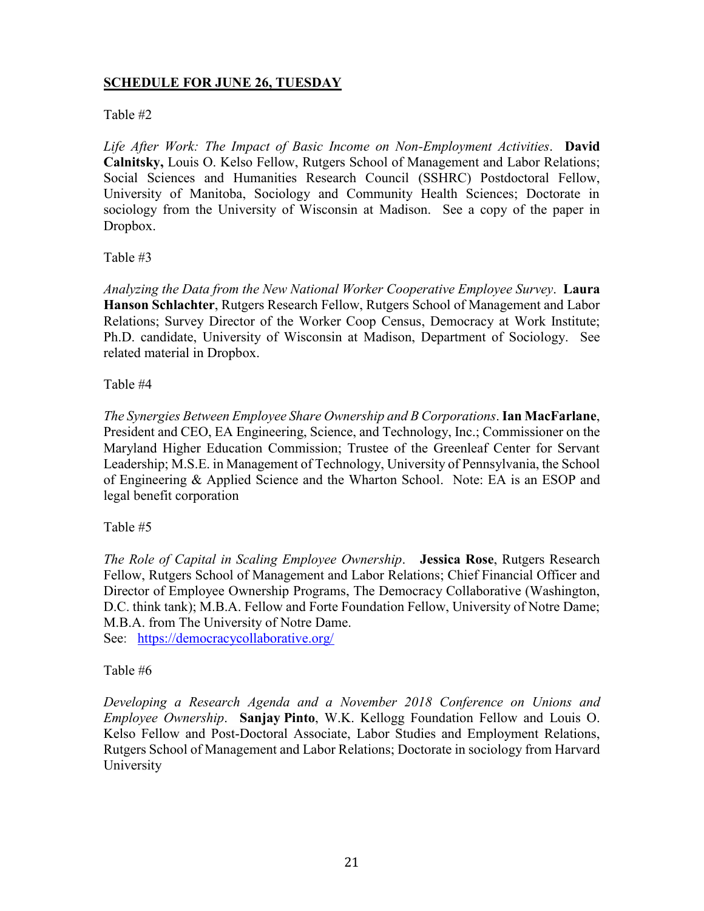**SCHEDULE FOR JUNE 26, TUESDAY**

Table #2

*Life After Work: The Impact of Basic Income on Non-Employment Activities*. **David Calnitsky,** Louis O. Kelso Fellow, Rutgers School of Management and Labor Relations; Social Sciences and Humanities Research Council (SSHRC) Postdoctoral Fellow, University of Manitoba, Sociology and Community Health Sciences; Doctorate in sociology from the University of Wisconsin at Madison. See a copy of the paper in Dropbox.

Table #3

*Analyzing the Data from the New National Worker Cooperative Employee Survey*. **Laura Hanson Schlachter**, Rutgers Research Fellow, Rutgers School of Management and Labor Relations; Survey Director of the Worker Coop Census, Democracy at Work Institute; Ph.D. candidate, University of Wisconsin at Madison, Department of Sociology. See related material in Dropbox.

Table #4

*The Synergies Between Employee Share Ownership and B Corporations*. **Ian MacFarlane**, President and CEO, EA Engineering, Science, and Technology, Inc.; Commissioner on the Maryland Higher Education Commission; Trustee of the Greenleaf Center for Servant Leadership; M.S.E. in Management of Technology, University of Pennsylvania, the School of Engineering & Applied Science and the Wharton School. Note: EA is an ESOP and legal benefit corporation

Table #5

*The Role of Capital in Scaling Employee Ownership*. **Jessica Rose**, Rutgers Research Fellow, Rutgers School of Management and Labor Relations; Chief Financial Officer and Director of Employee Ownership Programs, The Democracy Collaborative (Washington, D.C. think tank); M.B.A. Fellow and Forte Foundation Fellow, University of Notre Dame; M.B.A. from The University of Notre Dame.
See: https://democracycollaborative.org/

Table #6

*Developing a Research Agenda and a November 2018 Conference on Unions and Employee Ownership*. **Sanjay Pinto**, W.K. Kellogg Foundation Fellow and Louis O. Kelso Fellow and Post-Doctoral Associate, Labor Studies and Employment Relations, Rutgers School of Management and Labor Relations; Doctorate in sociology from Harvard University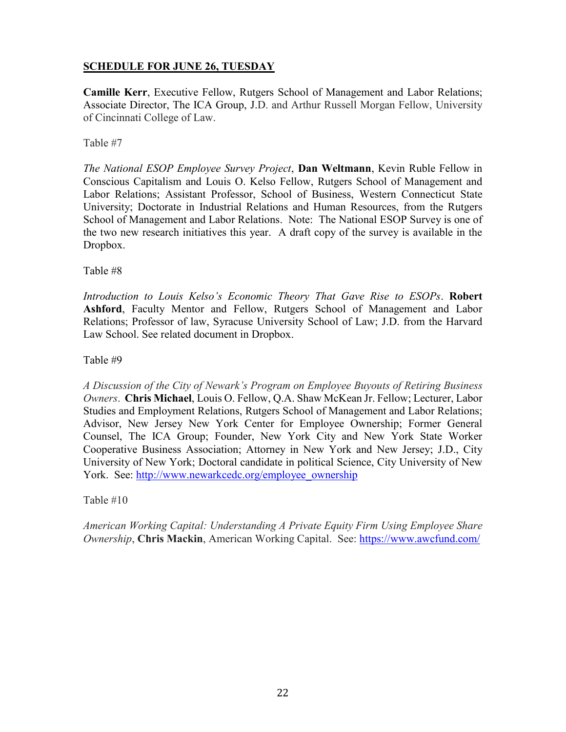**<u>SCHEDULE FOR JUNE 26, TUESDAY</u>**

**Camille Kerr**, Executive Fellow, Rutgers School of Management and Labor Relations; Associate Director, The ICA Group, J.D. and Arthur Russell Morgan Fellow, University of Cincinnati College of Law.

Table #7

*The National ESOP Employee Survey Project*, **Dan Weltmann**, Kevin Ruble Fellow in Conscious Capitalism and Louis O. Kelso Fellow, Rutgers School of Management and Labor Relations; Assistant Professor, School of Business, Western Connecticut State University; Doctorate in Industrial Relations and Human Resources, from the Rutgers School of Management and Labor Relations. Note: The National ESOP Survey is one of the two new research initiatives this year. A draft copy of the survey is available in the Dropbox.

Table #8

*Introduction to Louis Kelso's Economic Theory That Gave Rise to ESOPs*. **Robert Ashford**, Faculty Mentor and Fellow, Rutgers School of Management and Labor Relations; Professor of law, Syracuse University School of Law; J.D. from the Harvard Law School. See related document in Dropbox.

Table #9

*A Discussion of the City of Newark's Program on Employee Buyouts of Retiring Business Owners*. **Chris Michael**, Louis O. Fellow, Q.A. Shaw McKean Jr. Fellow; Lecturer, Labor Studies and Employment Relations, Rutgers School of Management and Labor Relations; Advisor, New Jersey New York Center for Employee Ownership; Former General Counsel, The ICA Group; Founder, New York City and New York State Worker Cooperative Business Association; Attorney in New York and New Jersey; J.D., City University of New York; Doctoral candidate in political Science, City University of New York. See: http://www.newarkcedc.org/employee_ownership

Table #10

*American Working Capital: Understanding A Private Equity Firm Using Employee Share Ownership*, **Chris Mackin**, American Working Capital. See: https://www.awcfund.com/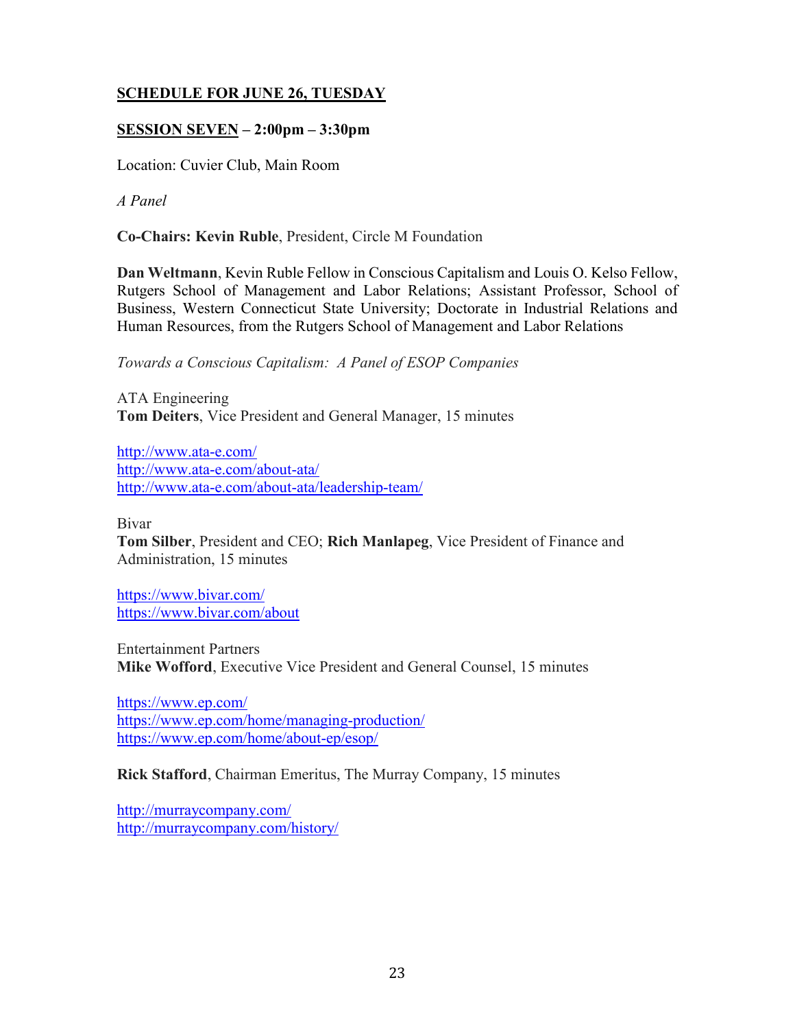**SCHEDULE FOR JUNE 26, TUESDAY**

**SESSION SEVEN – 2:00pm – 3:30pm**

Location: Cuvier Club, Main Room

*A Panel*

**Co-Chairs: Kevin Ruble**, President, Circle M Foundation

**Dan Weltmann**, Kevin Ruble Fellow in Conscious Capitalism and Louis O. Kelso Fellow, Rutgers School of Management and Labor Relations; Assistant Professor, School of Business, Western Connecticut State University; Doctorate in Industrial Relations and Human Resources, from the Rutgers School of Management and Labor Relations

*Towards a Conscious Capitalism: A Panel of ESOP Companies*

ATA Engineering
**Tom Deiters**, Vice President and General Manager, 15 minutes

http://www.ata-e.com/
http://www.ata-e.com/about-ata/
http://www.ata-e.com/about-ata/leadership-team/

Bivar
**Tom Silber**, President and CEO; **Rich Manlapeg**, Vice President of Finance and Administration, 15 minutes

https://www.bivar.com/
https://www.bivar.com/about

Entertainment Partners
**Mike Wofford**, Executive Vice President and General Counsel, 15 minutes

https://www.ep.com/
https://www.ep.com/home/managing-production/
https://www.ep.com/home/about-ep/esop/

**Rick Stafford**, Chairman Emeritus, The Murray Company, 15 minutes

http://murraycompany.com/
http://murraycompany.com/history/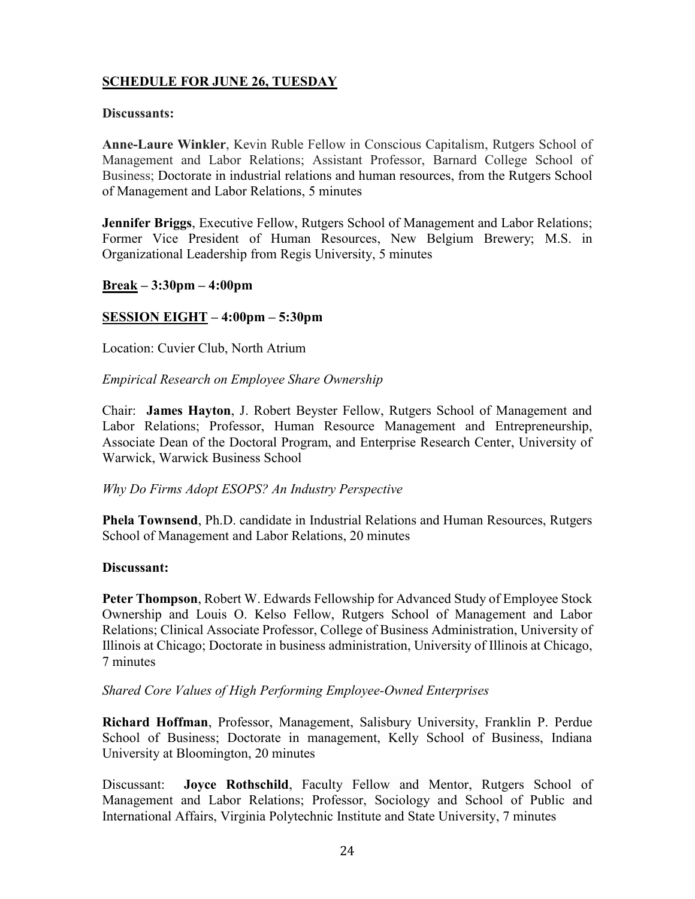**SCHEDULE FOR JUNE 26, TUESDAY**

**Discussants:**

**Anne-Laure Winkler**, Kevin Ruble Fellow in Conscious Capitalism, Rutgers School of Management and Labor Relations; Assistant Professor, Barnard College School of Business; Doctorate in industrial relations and human resources, from the Rutgers School of Management and Labor Relations, 5 minutes

**Jennifer Briggs**, Executive Fellow, Rutgers School of Management and Labor Relations; Former Vice President of Human Resources, New Belgium Brewery; M.S. in Organizational Leadership from Regis University, 5 minutes

**Break – 3:30pm – 4:00pm**

**SESSION EIGHT – 4:00pm – 5:30pm**

Location: Cuvier Club, North Atrium

*Empirical Research on Employee Share Ownership*

Chair: **James Hayton**, J. Robert Beyster Fellow, Rutgers School of Management and Labor Relations; Professor, Human Resource Management and Entrepreneurship, Associate Dean of the Doctoral Program, and Enterprise Research Center, University of Warwick, Warwick Business School

*Why Do Firms Adopt ESOPS? An Industry Perspective*

**Phela Townsend**, Ph.D. candidate in Industrial Relations and Human Resources, Rutgers School of Management and Labor Relations, 20 minutes

**Discussant:**

**Peter Thompson**, Robert W. Edwards Fellowship for Advanced Study of Employee Stock Ownership and Louis O. Kelso Fellow, Rutgers School of Management and Labor Relations; Clinical Associate Professor, College of Business Administration, University of Illinois at Chicago; Doctorate in business administration, University of Illinois at Chicago, 7 minutes

*Shared Core Values of High Performing Employee-Owned Enterprises*

**Richard Hoffman**, Professor, Management, Salisbury University, Franklin P. Perdue School of Business; Doctorate in management, Kelly School of Business, Indiana University at Bloomington, 20 minutes

Discussant: **Joyce Rothschild**, Faculty Fellow and Mentor, Rutgers School of Management and Labor Relations; Professor, Sociology and School of Public and International Affairs, Virginia Polytechnic Institute and State University, 7 minutes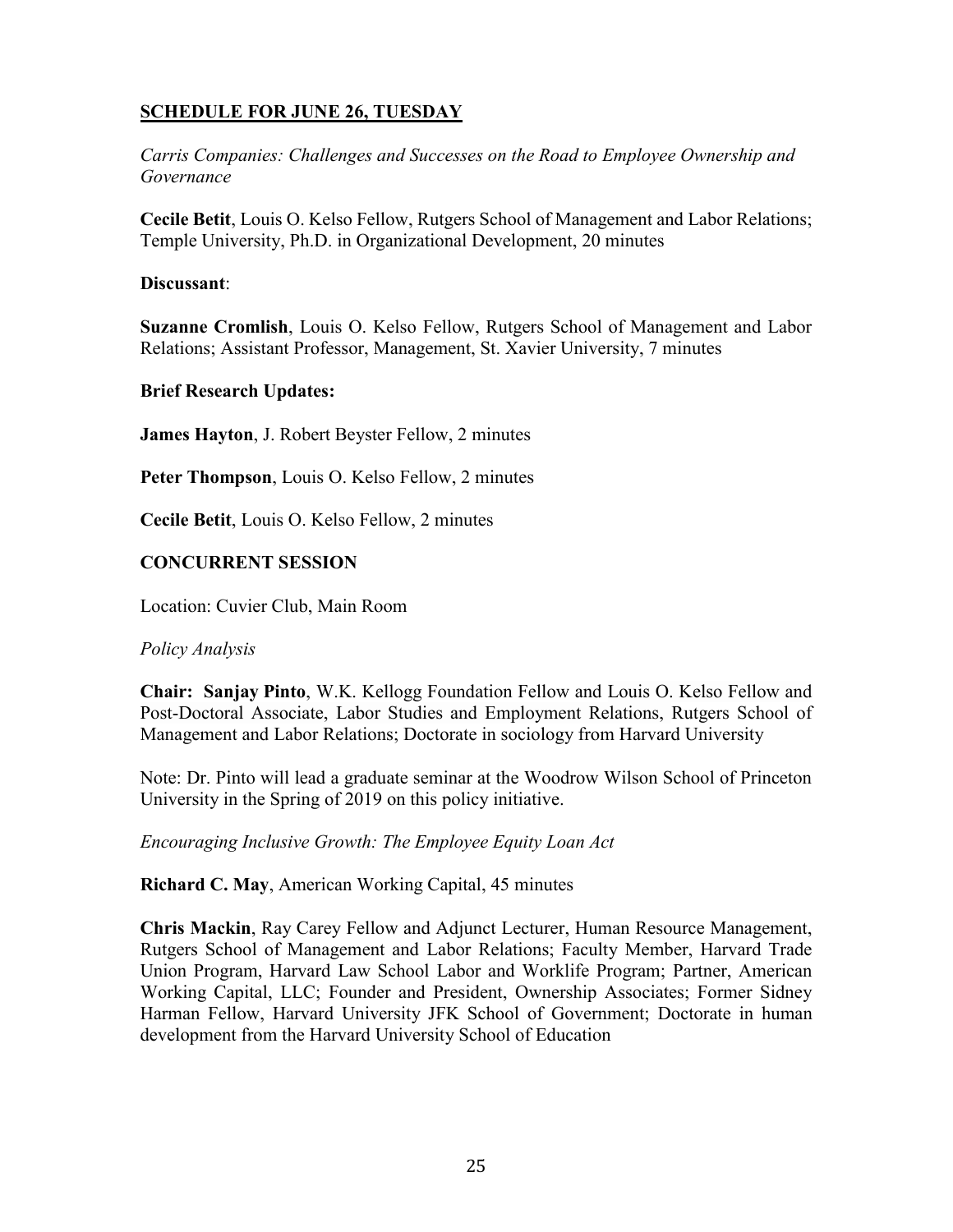## SCHEDULE FOR JUNE 26, TUESDAY

*Carris Companies: Challenges and Successes on the Road to Employee Ownership and Governance*

**Cecile Betit**, Louis O. Kelso Fellow, Rutgers School of Management and Labor Relations; Temple University, Ph.D. in Organizational Development, 20 minutes

**Discussant**:

**Suzanne Cromlish**, Louis O. Kelso Fellow, Rutgers School of Management and Labor Relations; Assistant Professor, Management, St. Xavier University, 7 minutes

**Brief Research Updates:**

**James Hayton**, J. Robert Beyster Fellow, 2 minutes

**Peter Thompson**, Louis O. Kelso Fellow, 2 minutes

**Cecile Betit**, Louis O. Kelso Fellow, 2 minutes

**CONCURRENT SESSION**

Location: Cuvier Club, Main Room

*Policy Analysis*

**Chair: Sanjay Pinto**, W.K. Kellogg Foundation Fellow and Louis O. Kelso Fellow and Post-Doctoral Associate, Labor Studies and Employment Relations, Rutgers School of Management and Labor Relations; Doctorate in sociology from Harvard University

Note: Dr. Pinto will lead a graduate seminar at the Woodrow Wilson School of Princeton University in the Spring of 2019 on this policy initiative.

*Encouraging Inclusive Growth: The Employee Equity Loan Act*

**Richard C. May**, American Working Capital, 45 minutes

**Chris Mackin**, Ray Carey Fellow and Adjunct Lecturer, Human Resource Management, Rutgers School of Management and Labor Relations; Faculty Member, Harvard Trade Union Program, Harvard Law School Labor and Worklife Program; Partner, American Working Capital, LLC; Founder and President, Ownership Associates; Former Sidney Harman Fellow, Harvard University JFK School of Government; Doctorate in human development from the Harvard University School of Education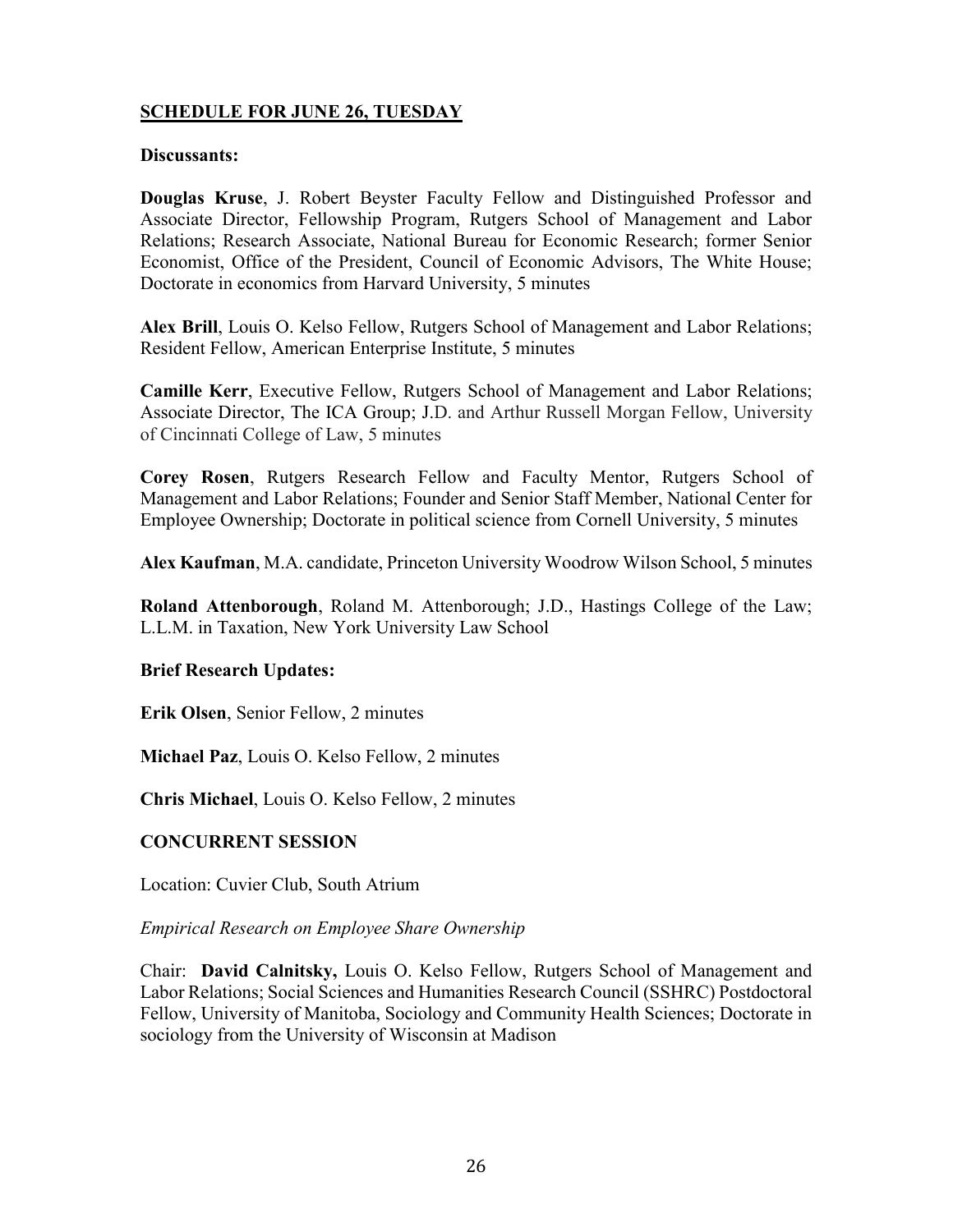## SCHEDULE FOR JUNE 26, TUESDAY

**Discussants:**

**Douglas Kruse**, J. Robert Beyster Faculty Fellow and Distinguished Professor and Associate Director, Fellowship Program, Rutgers School of Management and Labor Relations; Research Associate, National Bureau for Economic Research; former Senior Economist, Office of the President, Council of Economic Advisors, The White House; Doctorate in economics from Harvard University, 5 minutes

**Alex Brill**, Louis O. Kelso Fellow, Rutgers School of Management and Labor Relations; Resident Fellow, American Enterprise Institute, 5 minutes

**Camille Kerr**, Executive Fellow, Rutgers School of Management and Labor Relations; Associate Director, The ICA Group; J.D. and Arthur Russell Morgan Fellow, University of Cincinnati College of Law, 5 minutes

**Corey Rosen**, Rutgers Research Fellow and Faculty Mentor, Rutgers School of Management and Labor Relations; Founder and Senior Staff Member, National Center for Employee Ownership; Doctorate in political science from Cornell University, 5 minutes

**Alex Kaufman**, M.A. candidate, Princeton University Woodrow Wilson School, 5 minutes

**Roland Attenborough**, Roland M. Attenborough; J.D., Hastings College of the Law; L.L.M. in Taxation, New York University Law School

**Brief Research Updates:**

**Erik Olsen**, Senior Fellow, 2 minutes

**Michael Paz**, Louis O. Kelso Fellow, 2 minutes

**Chris Michael**, Louis O. Kelso Fellow, 2 minutes

**CONCURRENT SESSION**

Location: Cuvier Club, South Atrium

*Empirical Research on Employee Share Ownership*

Chair: **David Calnitsky,** Louis O. Kelso Fellow, Rutgers School of Management and Labor Relations; Social Sciences and Humanities Research Council (SSHRC) Postdoctoral Fellow, University of Manitoba, Sociology and Community Health Sciences; Doctorate in sociology from the University of Wisconsin at Madison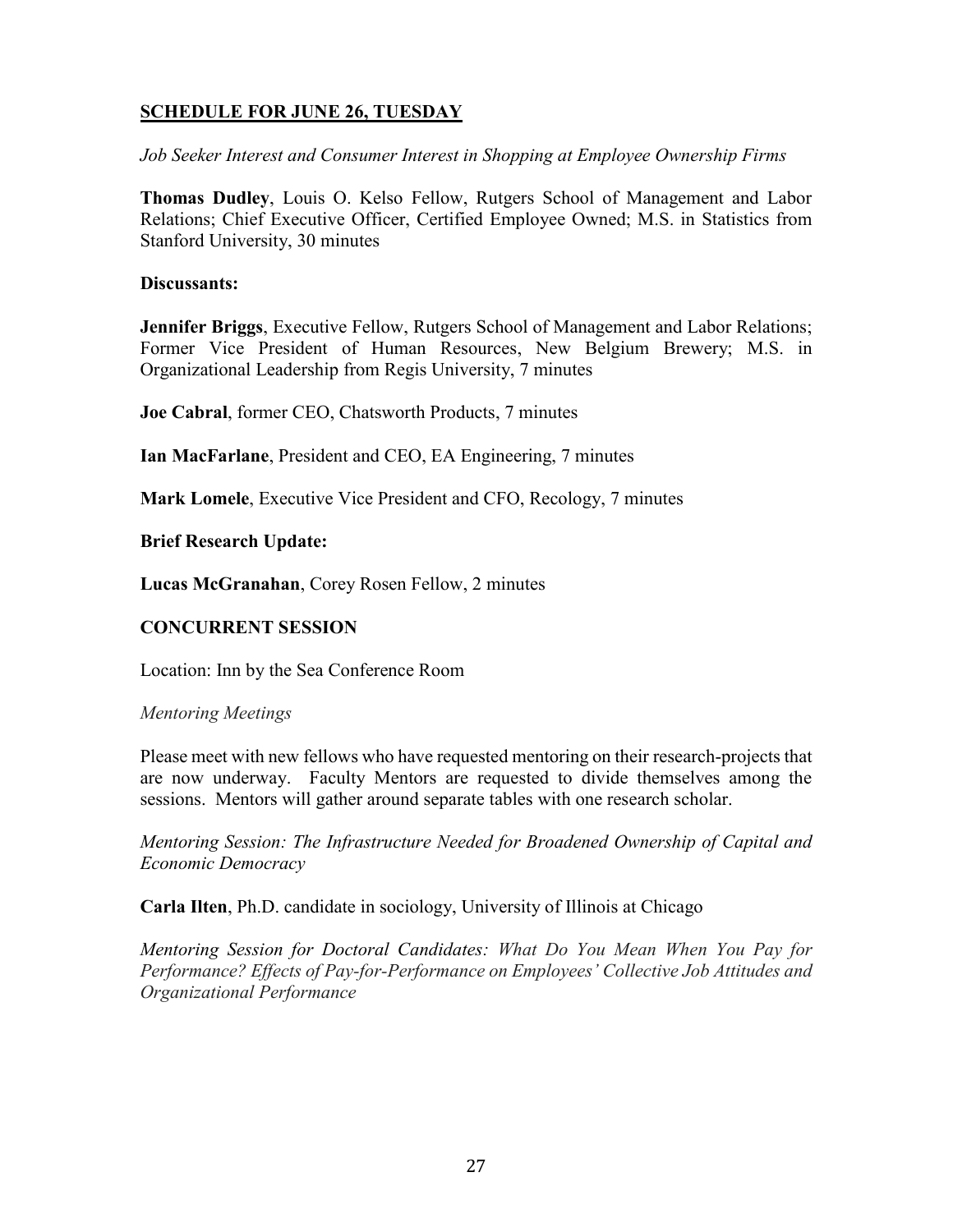## SCHEDULE FOR JUNE 26, TUESDAY

*Job Seeker Interest and Consumer Interest in Shopping at Employee Ownership Firms*

**Thomas Dudley**, Louis O. Kelso Fellow, Rutgers School of Management and Labor Relations; Chief Executive Officer, Certified Employee Owned; M.S. in Statistics from Stanford University, 30 minutes

**Discussants:**

**Jennifer Briggs**, Executive Fellow, Rutgers School of Management and Labor Relations; Former Vice President of Human Resources, New Belgium Brewery; M.S. in Organizational Leadership from Regis University, 7 minutes

**Joe Cabral**, former CEO, Chatsworth Products, 7 minutes

**Ian MacFarlane**, President and CEO, EA Engineering, 7 minutes

**Mark Lomele**, Executive Vice President and CFO, Recology, 7 minutes

**Brief Research Update:**

**Lucas McGranahan**, Corey Rosen Fellow, 2 minutes

**CONCURRENT SESSION**

Location: Inn by the Sea Conference Room

*Mentoring Meetings*

Please meet with new fellows who have requested mentoring on their research-projects that are now underway. Faculty Mentors are requested to divide themselves among the sessions. Mentors will gather around separate tables with one research scholar.

*Mentoring Session: The Infrastructure Needed for Broadened Ownership of Capital and Economic Democracy*

**Carla Ilten**, Ph.D. candidate in sociology, University of Illinois at Chicago

*Mentoring Session for Doctoral Candidates: What Do You Mean When You Pay for Performance? Effects of Pay-for-Performance on Employees' Collective Job Attitudes and Organizational Performance*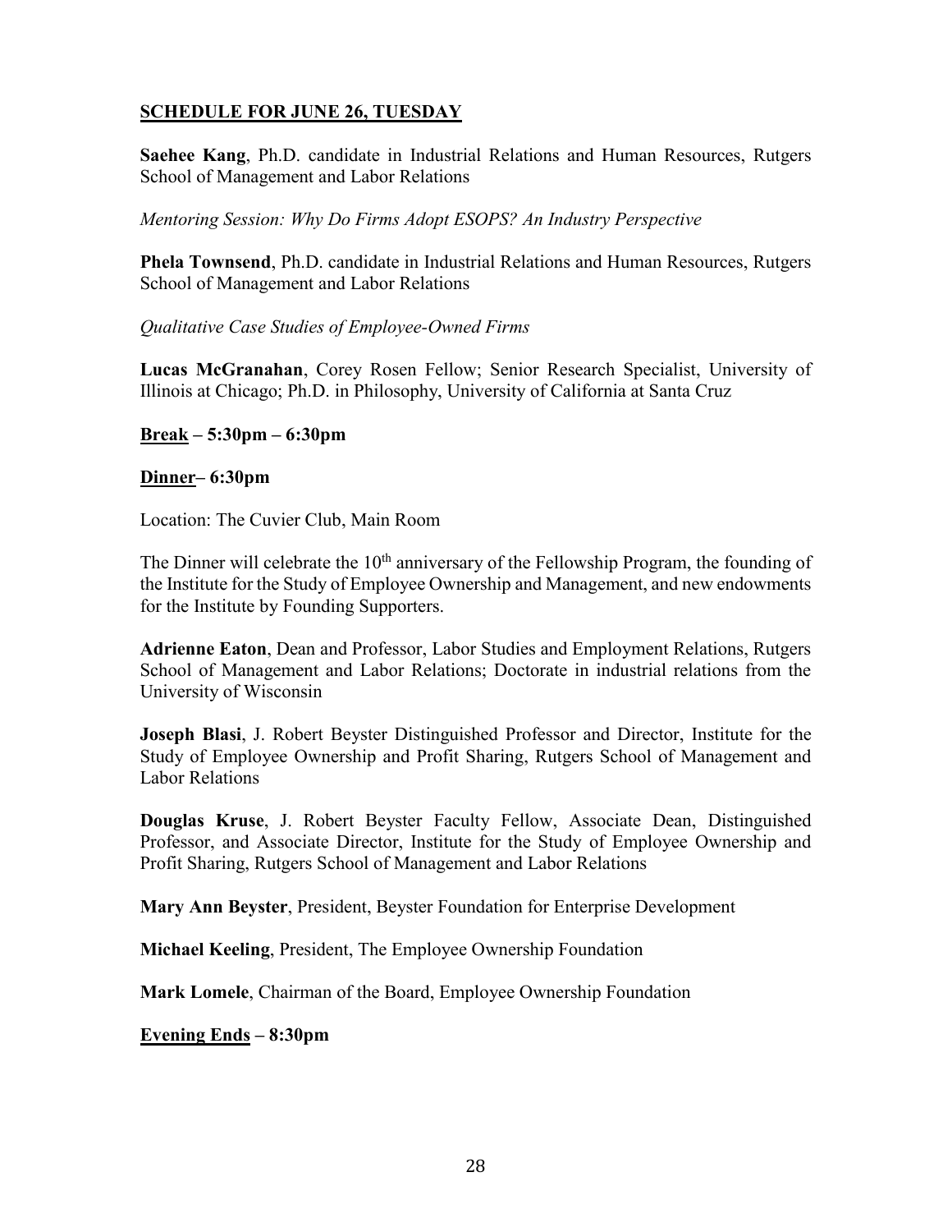## SCHEDULE FOR JUNE 26, TUESDAY

**Saehee Kang**, Ph.D. candidate in Industrial Relations and Human Resources, Rutgers School of Management and Labor Relations

*Mentoring Session: Why Do Firms Adopt ESOPS? An Industry Perspective*

**Phela Townsend**, Ph.D. candidate in Industrial Relations and Human Resources, Rutgers School of Management and Labor Relations

*Qualitative Case Studies of Employee-Owned Firms*

**Lucas McGranahan**, Corey Rosen Fellow; Senior Research Specialist, University of Illinois at Chicago; Ph.D. in Philosophy, University of California at Santa Cruz

**Break – 5:30pm – 6:30pm**

**Dinner– 6:30pm**

Location: The Cuvier Club, Main Room

The Dinner will celebrate the 10th anniversary of the Fellowship Program, the founding of the Institute for the Study of Employee Ownership and Management, and new endowments for the Institute by Founding Supporters.

**Adrienne Eaton**, Dean and Professor, Labor Studies and Employment Relations, Rutgers School of Management and Labor Relations; Doctorate in industrial relations from the University of Wisconsin

**Joseph Blasi**, J. Robert Beyster Distinguished Professor and Director, Institute for the Study of Employee Ownership and Profit Sharing, Rutgers School of Management and Labor Relations

**Douglas Kruse**, J. Robert Beyster Faculty Fellow, Associate Dean, Distinguished Professor, and Associate Director, Institute for the Study of Employee Ownership and Profit Sharing, Rutgers School of Management and Labor Relations

**Mary Ann Beyster**, President, Beyster Foundation for Enterprise Development

**Michael Keeling**, President, The Employee Ownership Foundation

**Mark Lomele**, Chairman of the Board, Employee Ownership Foundation

**Evening Ends – 8:30pm**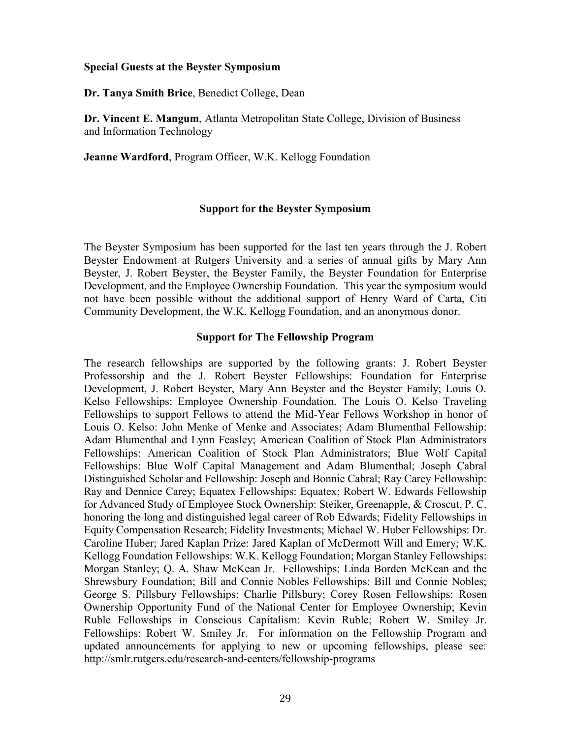**Special Guests at the Beyster Symposium**

**Dr. Tanya Smith Brice**, Benedict College, Dean

**Dr. Vincent E. Mangum**, Atlanta Metropolitan State College, Division of Business and Information Technology

**Jeanne Wardford**, Program Officer, W.K. Kellogg Foundation

## Support for the Beyster Symposium

The Beyster Symposium has been supported for the last ten years through the J. Robert Beyster Endowment at Rutgers University and a series of annual gifts by Mary Ann Beyster, J. Robert Beyster, the Beyster Family, the Beyster Foundation for Enterprise Development, and the Employee Ownership Foundation. This year the symposium would not have been possible without the additional support of Henry Ward of Carta, Citi Community Development, the W.K. Kellogg Foundation, and an anonymous donor.

## Support for The Fellowship Program

The research fellowships are supported by the following grants: J. Robert Beyster Professorship and the J. Robert Beyster Fellowships: Foundation for Enterprise Development, J. Robert Beyster, Mary Ann Beyster and the Beyster Family; Louis O. Kelso Fellowships: Employee Ownership Foundation. The Louis O. Kelso Traveling Fellowships to support Fellows to attend the Mid-Year Fellows Workshop in honor of Louis O. Kelso: John Menke of Menke and Associates; Adam Blumenthal Fellowship: Adam Blumenthal and Lynn Feasley; American Coalition of Stock Plan Administrators Fellowships: American Coalition of Stock Plan Administrators; Blue Wolf Capital Fellowships: Blue Wolf Capital Management and Adam Blumenthal; Joseph Cabral Distinguished Scholar and Fellowship: Joseph and Bonnie Cabral; Ray Carey Fellowship: Ray and Dennice Carey; Equatex Fellowships: Equatex; Robert W. Edwards Fellowship for Advanced Study of Employee Stock Ownership: Steiker, Greenapple, & Croscut, P. C. honoring the long and distinguished legal career of Rob Edwards; Fidelity Fellowships in Equity Compensation Research; Fidelity Investments; Michael W. Huber Fellowships: Dr. Caroline Huber; Jared Kaplan Prize: Jared Kaplan of McDermott Will and Emery; W.K. Kellogg Foundation Fellowships: W.K. Kellogg Foundation; Morgan Stanley Fellowships: Morgan Stanley; Q. A. Shaw McKean Jr. Fellowships: Linda Borden McKean and the Shrewsbury Foundation; Bill and Connie Nobles Fellowships: Bill and Connie Nobles; George S. Pillsbury Fellowships: Charlie Pillsbury; Corey Rosen Fellowships: Rosen Ownership Opportunity Fund of the National Center for Employee Ownership; Kevin Ruble Fellowships in Conscious Capitalism: Kevin Ruble; Robert W. Smiley Jr. Fellowships: Robert W. Smiley Jr. For information on the Fellowship Program and updated announcements for applying to new or upcoming fellowships, please see: http://smlr.rutgers.edu/research-and-centers/fellowship-programs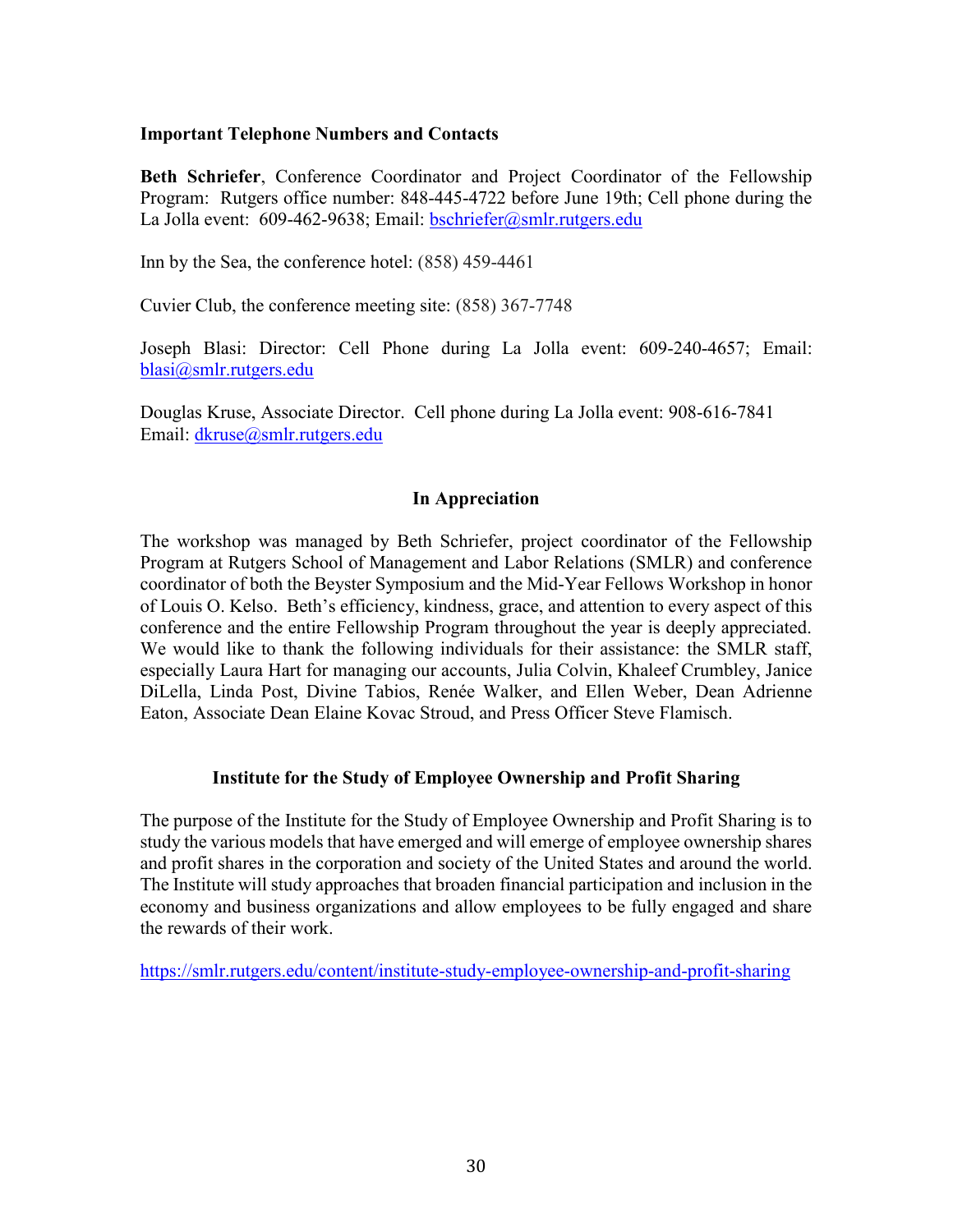**Important Telephone Numbers and Contacts**

**Beth Schriefer**, Conference Coordinator and Project Coordinator of the Fellowship Program: Rutgers office number: 848-445-4722 before June 19th; Cell phone during the La Jolla event: 609-462-9638; Email: bschriefer@smlr.rutgers.edu

Inn by the Sea, the conference hotel: (858) 459-4461

Cuvier Club, the conference meeting site: (858) 367-7748

Joseph Blasi: Director: Cell Phone during La Jolla event: 609-240-4657; Email: blasi@smlr.rutgers.edu

Douglas Kruse, Associate Director. Cell phone during La Jolla event: 908-616-7841 Email: dkruse@smlr.rutgers.edu

## In Appreciation

The workshop was managed by Beth Schriefer, project coordinator of the Fellowship Program at Rutgers School of Management and Labor Relations (SMLR) and conference coordinator of both the Beyster Symposium and the Mid-Year Fellows Workshop in honor of Louis O. Kelso. Beth's efficiency, kindness, grace, and attention to every aspect of this conference and the entire Fellowship Program throughout the year is deeply appreciated. We would like to thank the following individuals for their assistance: the SMLR staff, especially Laura Hart for managing our accounts, Julia Colvin, Khaleef Crumbley, Janice DiLella, Linda Post, Divine Tabios, Renée Walker, and Ellen Weber, Dean Adrienne Eaton, Associate Dean Elaine Kovac Stroud, and Press Officer Steve Flamisch.

## Institute for the Study of Employee Ownership and Profit Sharing

The purpose of the Institute for the Study of Employee Ownership and Profit Sharing is to study the various models that have emerged and will emerge of employee ownership shares and profit shares in the corporation and society of the United States and around the world. The Institute will study approaches that broaden financial participation and inclusion in the economy and business organizations and allow employees to be fully engaged and share the rewards of their work.

https://smlr.rutgers.edu/content/institute-study-employee-ownership-and-profit-sharing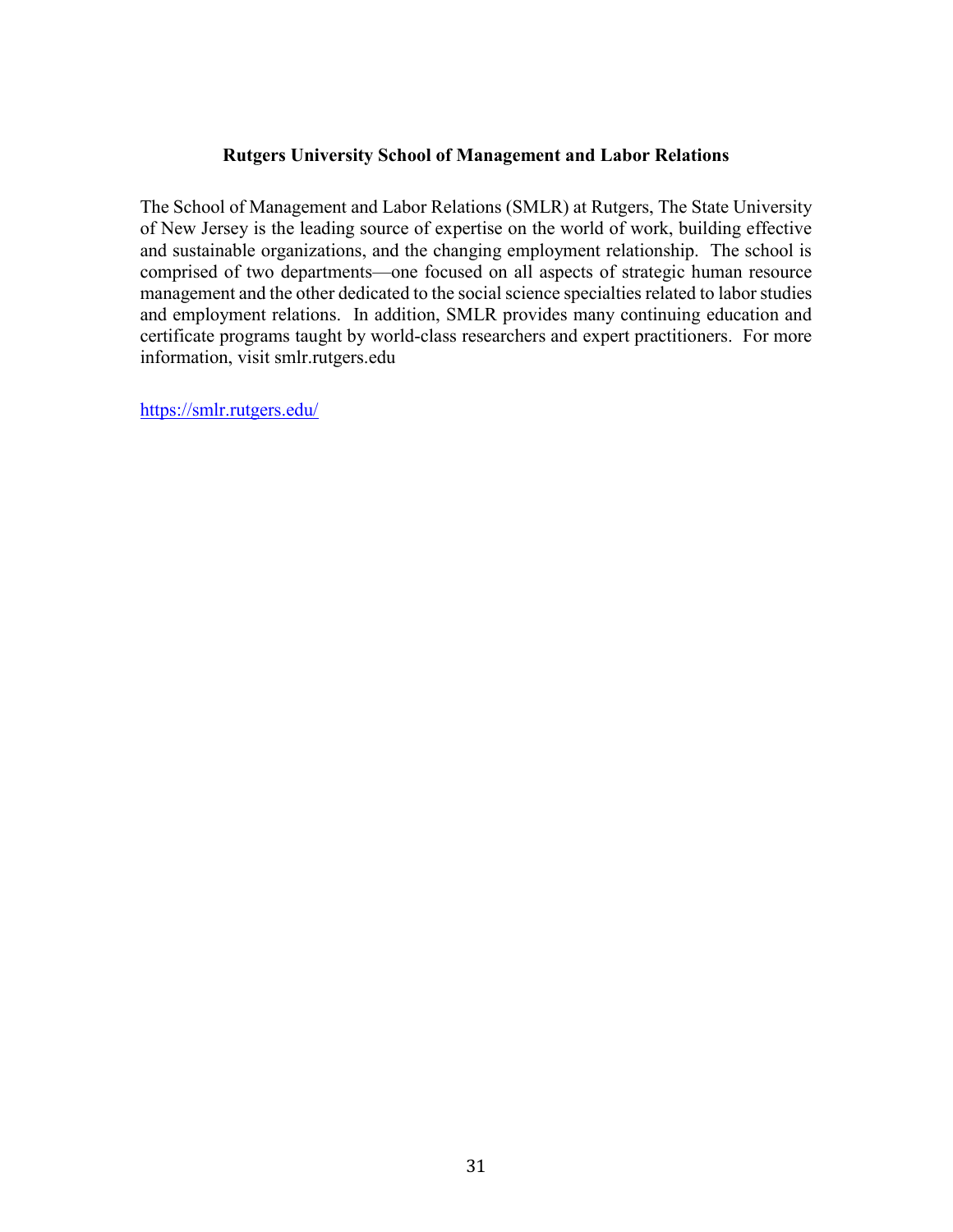**Rutgers University School of Management and Labor Relations**

The School of Management and Labor Relations (SMLR) at Rutgers, The State University of New Jersey is the leading source of expertise on the world of work, building effective and sustainable organizations, and the changing employment relationship. The school is comprised of two departments—one focused on all aspects of strategic human resource management and the other dedicated to the social science specialties related to labor studies and employment relations. In addition, SMLR provides many continuing education and certificate programs taught by world-class researchers and expert practitioners. For more information, visit smlr.rutgers.edu

[https://smlr.rutgers.edu/](https://smlr.rutgers.edu/)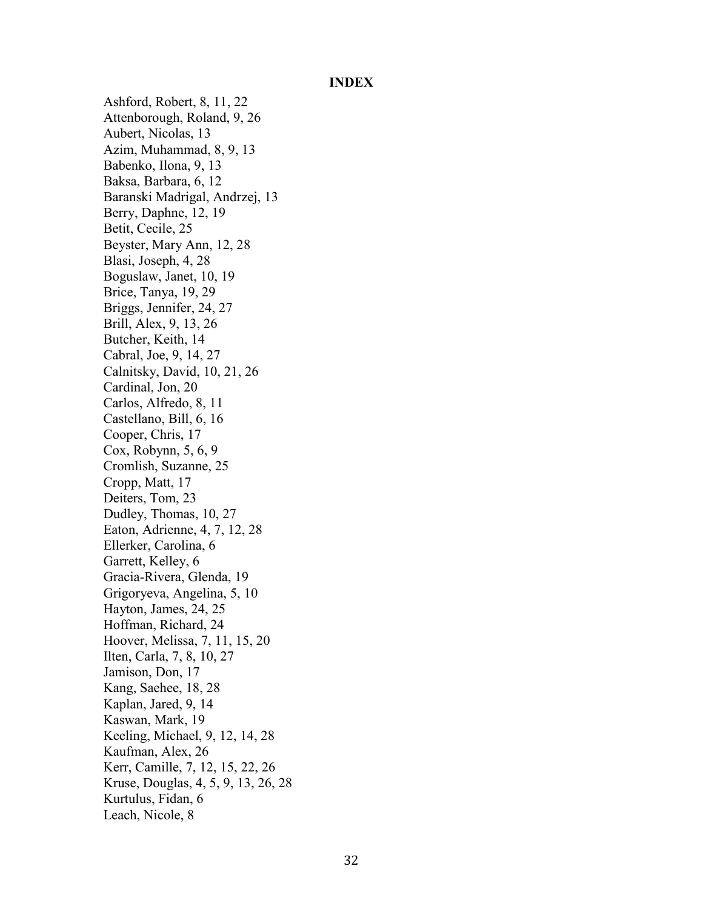## INDEX

Ashford, Robert, 8, 11, 22
Attenborough, Roland, 9, 26
Aubert, Nicolas, 13
Azim, Muhammad, 8, 9, 13
Babenko, Ilona, 9, 13
Baksa, Barbara, 6, 12
Baranski Madrigal, Andrzej, 13
Berry, Daphne, 12, 19
Betit, Cecile, 25
Beyster, Mary Ann, 12, 28
Blasi, Joseph, 4, 28
Boguslaw, Janet, 10, 19
Brice, Tanya, 19, 29
Briggs, Jennifer, 24, 27
Brill, Alex, 9, 13, 26
Butcher, Keith, 14
Cabral, Joe, 9, 14, 27
Calnitsky, David, 10, 21, 26
Cardinal, Jon, 20
Carlos, Alfredo, 8, 11
Castellano, Bill, 6, 16
Cooper, Chris, 17
Cox, Robynn, 5, 6, 9
Cromlish, Suzanne, 25
Cropp, Matt, 17
Deiters, Tom, 23
Dudley, Thomas, 10, 27
Eaton, Adrienne, 4, 7, 12, 28
Ellerker, Carolina, 6
Garrett, Kelley, 6
Gracia-Rivera, Glenda, 19
Grigoryeva, Angelina, 5, 10
Hayton, James, 24, 25
Hoffman, Richard, 24
Hoover, Melissa, 7, 11, 15, 20
Ilten, Carla, 7, 8, 10, 27
Jamison, Don, 17
Kang, Saehee, 18, 28
Kaplan, Jared, 9, 14
Kaswan, Mark, 19
Keeling, Michael, 9, 12, 14, 28
Kaufman, Alex, 26
Kerr, Camille, 7, 12, 15, 22, 26
Kruse, Douglas, 4, 5, 9, 13, 26, 28
Kurtulus, Fidan, 6
Leach, Nicole, 8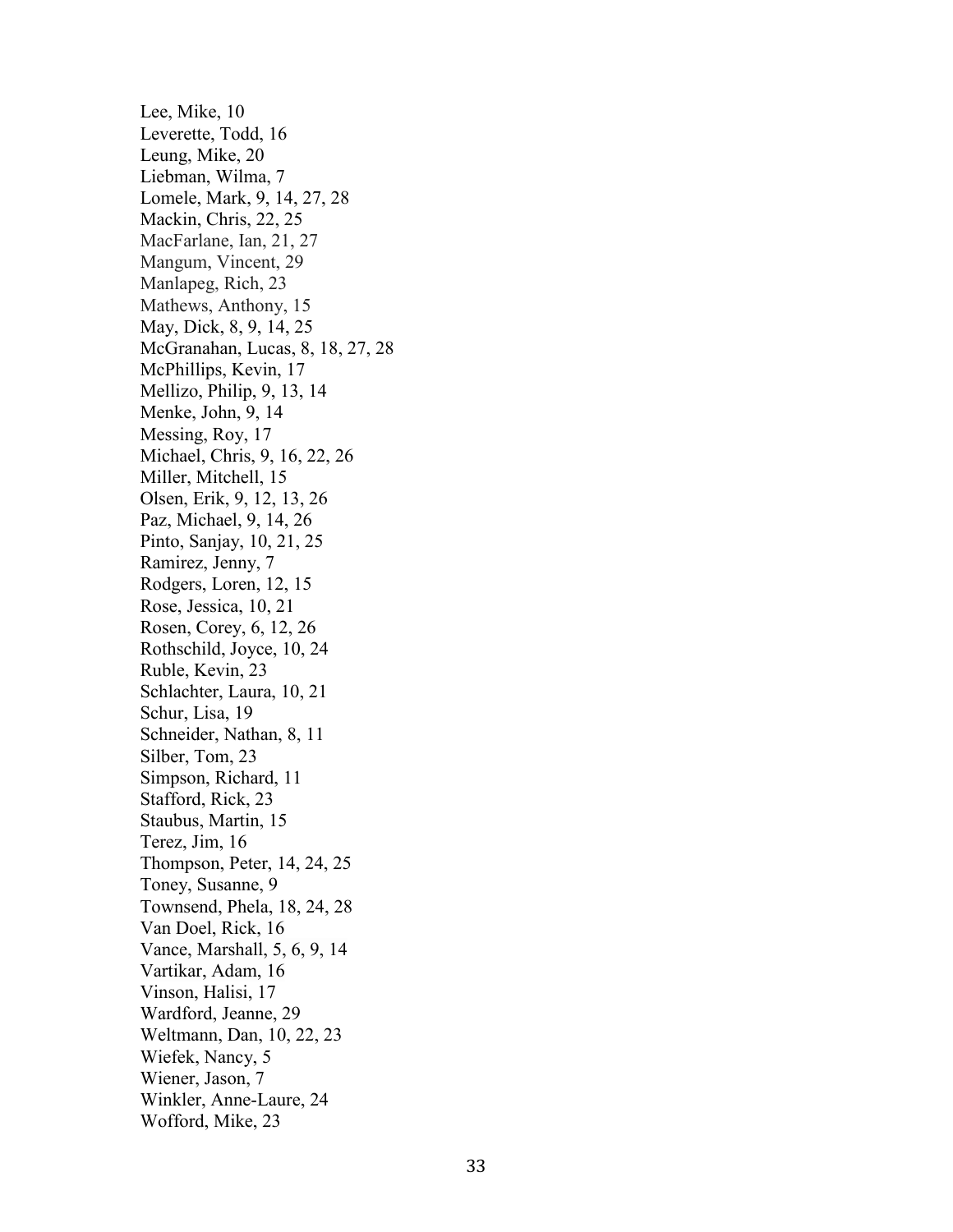Lee, Mike, 10
Leverette, Todd, 16
Leung, Mike, 20
Liebman, Wilma, 7
Lomele, Mark, 9, 14, 27, 28
Mackin, Chris, 22, 25
MacFarlane, Ian, 21, 27
Mangum, Vincent, 29
Manlapeg, Rich, 23
Mathews, Anthony, 15
May, Dick, 8, 9, 14, 25
McGranahan, Lucas, 8, 18, 27, 28
McPhillips, Kevin, 17
Mellizo, Philip, 9, 13, 14
Menke, John, 9, 14
Messing, Roy, 17
Michael, Chris, 9, 16, 22, 26
Miller, Mitchell, 15
Olsen, Erik, 9, 12, 13, 26
Paz, Michael, 9, 14, 26
Pinto, Sanjay, 10, 21, 25
Ramirez, Jenny, 7
Rodgers, Loren, 12, 15
Rose, Jessica, 10, 21
Rosen, Corey, 6, 12, 26
Rothschild, Joyce, 10, 24
Ruble, Kevin, 23
Schlachter, Laura, 10, 21
Schur, Lisa, 19
Schneider, Nathan, 8, 11
Silber, Tom, 23
Simpson, Richard, 11
Stafford, Rick, 23
Staubus, Martin, 15
Terez, Jim, 16
Thompson, Peter, 14, 24, 25
Toney, Susanne, 9
Townsend, Phela, 18, 24, 28
Van Doel, Rick, 16
Vance, Marshall, 5, 6, 9, 14
Vartikar, Adam, 16
Vinson, Halisi, 17
Wardford, Jeanne, 29
Weltmann, Dan, 10, 22, 23
Wiefek, Nancy, 5
Wiener, Jason, 7
Winkler, Anne-Laure, 24
Wofford, Mike, 23